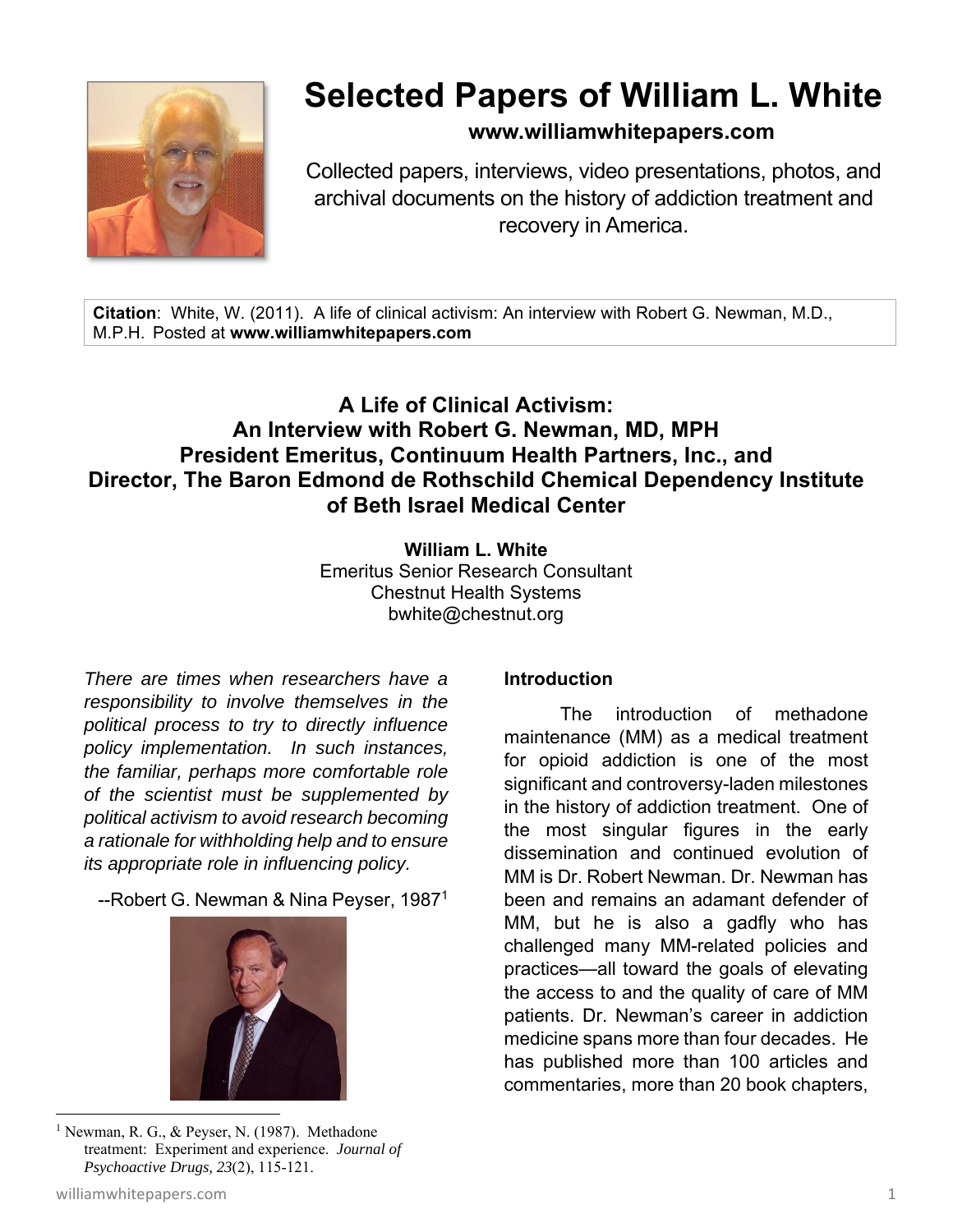# Selected Papers of William L. White

**www.williamwhitepapers.com**

Collected papers, interviews, video presentations, photos, and archival documents on the history of addiction treatment and recovery in America.

**Citation**: White, W. (2011). A life of clinical activism: An interview with Robert G. Newman, M.D., M.P.H. Posted at **www.williamwhitepapers.com**

## A Life of Clinical Activism: An Interview with Robert G. Newman, MD, MPH President Emeritus, Continuum Health Partners, Inc., and Director, The Baron Edmond de Rothschild Chemical Dependency Institute of Beth Israel Medical Center

**William L. White**
Emeritus Senior Research Consultant
Chestnut Health Systems
bwhite@chestnut.org

*There are times when researchers have a responsibility to involve themselves in the political process to try to directly influence policy implementation. In such instances, the familiar, perhaps more comfortable role of the scientist must be supplemented by political activism to avoid research becoming a rationale for withholding help and to ensure its appropriate role in influencing policy.*

--Robert G. Newman & Nina Peyser, 1987[1]

### Introduction

The introduction of methadone maintenance (MM) as a medical treatment for opioid addiction is one of the most significant and controversy-laden milestones in the history of addiction treatment. One of the most singular figures in the early dissemination and continued evolution of MM is Dr. Robert Newman. Dr. Newman has been and remains an adamant defender of MM, but he is also a gadfly who has challenged many MM-related policies and practices—all toward the goals of elevating the access to and the quality of care of MM patients. Dr. Newman's career in addiction medicine spans more than four decades. He has published more than 100 articles and commentaries, more than 20 book chapters,

[1] Newman, R. G., & Peyser, N. (1987). Methadone treatment: Experiment and experience. *Journal of Psychoactive Drugs, 23*(2), 115-121.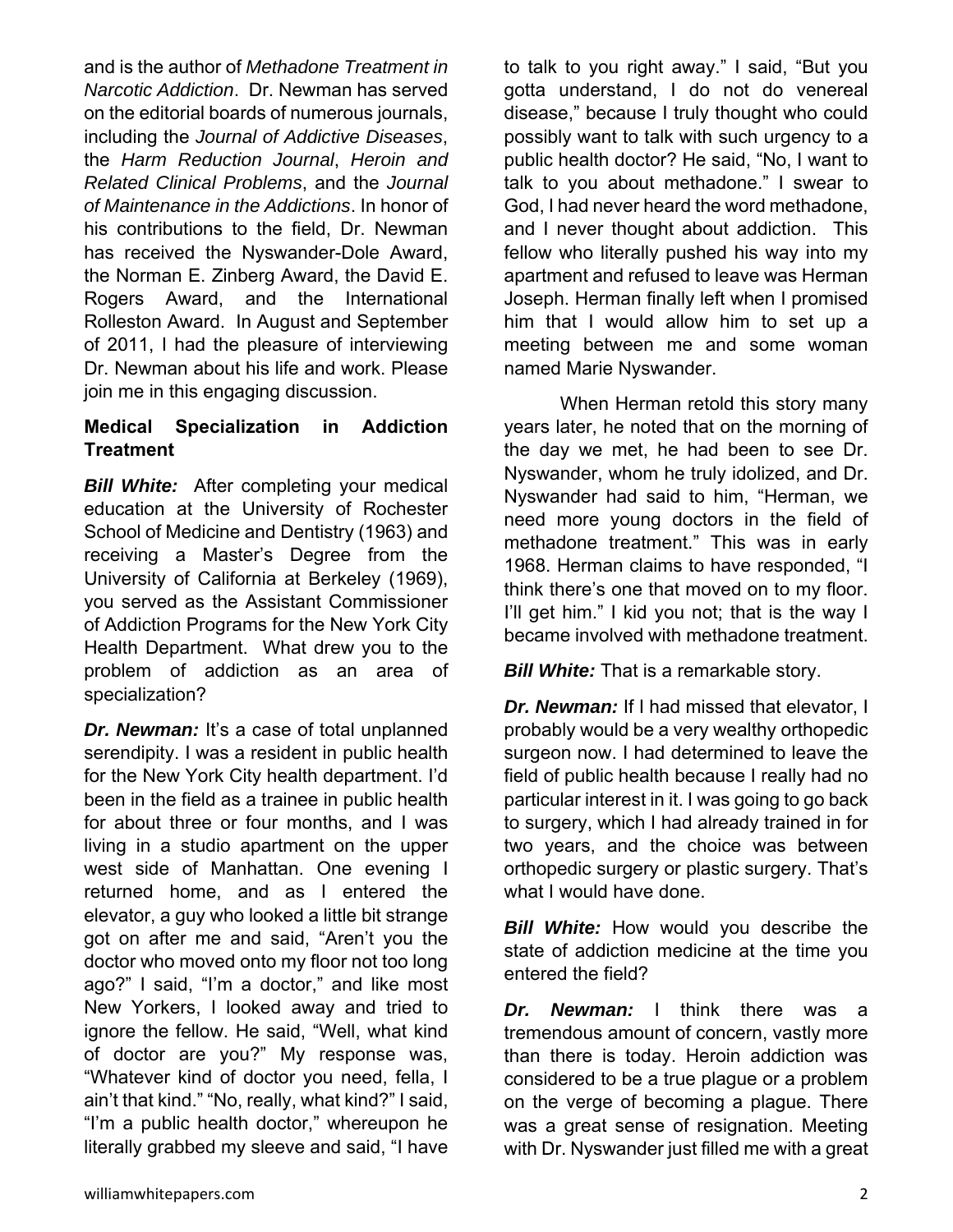and is the author of *Methadone Treatment in Narcotic Addiction*. Dr. Newman has served on the editorial boards of numerous journals, including the *Journal of Addictive Diseases*, the *Harm Reduction Journal*, *Heroin and Related Clinical Problems*, and the *Journal of Maintenance in the Addictions*. In honor of his contributions to the field, Dr. Newman has received the Nyswander-Dole Award, the Norman E. Zinberg Award, the David E. Rogers Award, and the International Rolleston Award. In August and September of 2011, I had the pleasure of interviewing Dr. Newman about his life and work. Please join me in this engaging discussion.

**Medical Specialization in Addiction Treatment**

***Bill White:*** After completing your medical education at the University of Rochester School of Medicine and Dentistry (1963) and receiving a Master's Degree from the University of California at Berkeley (1969), you served as the Assistant Commissioner of Addiction Programs for the New York City Health Department. What drew you to the problem of addiction as an area of specialization?

***Dr. Newman:*** It's a case of total unplanned serendipity. I was a resident in public health for the New York City health department. I'd been in the field as a trainee in public health for about three or four months, and I was living in a studio apartment on the upper west side of Manhattan. One evening I returned home, and as I entered the elevator, a guy who looked a little bit strange got on after me and said, "Aren't you the doctor who moved onto my floor not too long ago?" I said, "I'm a doctor," and like most New Yorkers, I looked away and tried to ignore the fellow. He said, "Well, what kind of doctor are you?" My response was, "Whatever kind of doctor you need, fella, I ain't that kind." "No, really, what kind?" I said, "I'm a public health doctor," whereupon he literally grabbed my sleeve and said, "I have to talk to you right away." I said, "But you gotta understand, I do not do venereal disease," because I truly thought who could possibly want to talk with such urgency to a public health doctor? He said, "No, I want to talk to you about methadone." I swear to God, I had never heard the word methadone, and I never thought about addiction. This fellow who literally pushed his way into my apartment and refused to leave was Herman Joseph. Herman finally left when I promised him that I would allow him to set up a meeting between me and some woman named Marie Nyswander.

When Herman retold this story many years later, he noted that on the morning of the day we met, he had been to see Dr. Nyswander, whom he truly idolized, and Dr. Nyswander had said to him, "Herman, we need more young doctors in the field of methadone treatment." This was in early 1968. Herman claims to have responded, "I think there's one that moved on to my floor. I'll get him." I kid you not; that is the way I became involved with methadone treatment.

***Bill White:*** That is a remarkable story.

***Dr. Newman:*** If I had missed that elevator, I probably would be a very wealthy orthopedic surgeon now. I had determined to leave the field of public health because I really had no particular interest in it. I was going to go back to surgery, which I had already trained in for two years, and the choice was between orthopedic surgery or plastic surgery. That's what I would have done.

***Bill White:*** How would you describe the state of addiction medicine at the time you entered the field?

***Dr. Newman:*** I think there was a tremendous amount of concern, vastly more than there is today. Heroin addiction was considered to be a true plague or a problem on the verge of becoming a plague. There was a great sense of resignation. Meeting with Dr. Nyswander just filled me with a great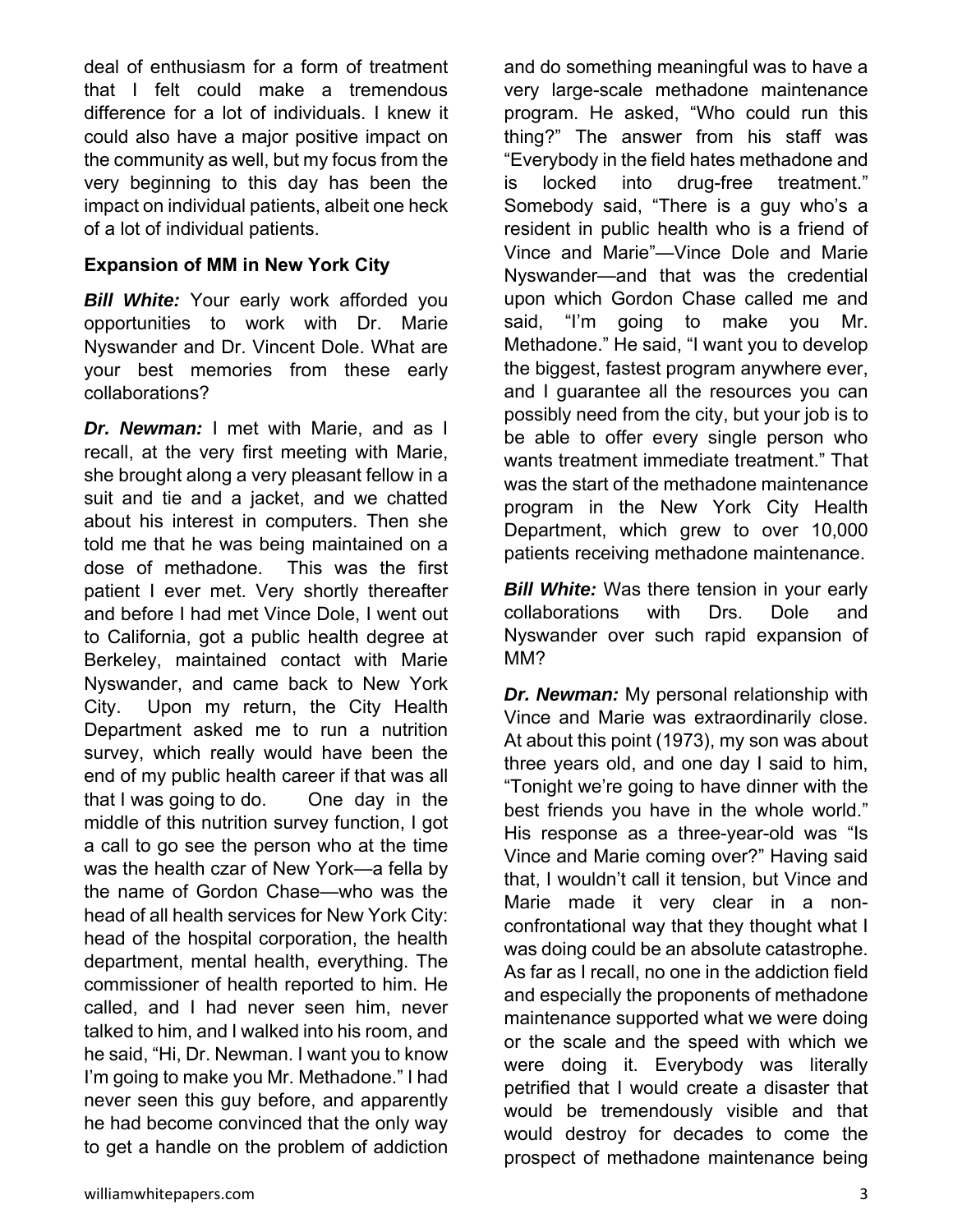deal of enthusiasm for a form of treatment that I felt could make a tremendous difference for a lot of individuals. I knew it could also have a major positive impact on the community as well, but my focus from the very beginning to this day has been the impact on individual patients, albeit one heck of a lot of individual patients.

**Expansion of MM in New York City**

***Bill White:*** Your early work afforded you opportunities to work with Dr. Marie Nyswander and Dr. Vincent Dole. What are your best memories from these early collaborations?

***Dr. Newman:*** I met with Marie, and as I recall, at the very first meeting with Marie, she brought along a very pleasant fellow in a suit and tie and a jacket, and we chatted about his interest in computers. Then she told me that he was being maintained on a dose of methadone. This was the first patient I ever met. Very shortly thereafter and before I had met Vince Dole, I went out to California, got a public health degree at Berkeley, maintained contact with Marie Nyswander, and came back to New York City. Upon my return, the City Health Department asked me to run a nutrition survey, which really would have been the end of my public health career if that was all that I was going to do. One day in the middle of this nutrition survey function, I got a call to go see the person who at the time was the health czar of New York—a fella by the name of Gordon Chase—who was the head of all health services for New York City: head of the hospital corporation, the health department, mental health, everything. The commissioner of health reported to him. He called, and I had never seen him, never talked to him, and I walked into his room, and he said, "Hi, Dr. Newman. I want you to know I'm going to make you Mr. Methadone." I had never seen this guy before, and apparently he had become convinced that the only way to get a handle on the problem of addiction and do something meaningful was to have a very large-scale methadone maintenance program. He asked, "Who could run this thing?" The answer from his staff was "Everybody in the field hates methadone and is locked into drug-free treatment." Somebody said, "There is a guy who's a resident in public health who is a friend of Vince and Marie"—Vince Dole and Marie Nyswander—and that was the credential upon which Gordon Chase called me and said, "I'm going to make you Mr. Methadone." He said, "I want you to develop the biggest, fastest program anywhere ever, and I guarantee all the resources you can possibly need from the city, but your job is to be able to offer every single person who wants treatment immediate treatment." That was the start of the methadone maintenance program in the New York City Health Department, which grew to over 10,000 patients receiving methadone maintenance.

***Bill White:*** Was there tension in your early collaborations with Drs. Dole and Nyswander over such rapid expansion of MM?

***Dr. Newman:*** My personal relationship with Vince and Marie was extraordinarily close. At about this point (1973), my son was about three years old, and one day I said to him, "Tonight we're going to have dinner with the best friends you have in the whole world." His response as a three-year-old was "Is Vince and Marie coming over?" Having said that, I wouldn't call it tension, but Vince and Marie made it very clear in a non-confrontational way that they thought what I was doing could be an absolute catastrophe. As far as I recall, no one in the addiction field and especially the proponents of methadone maintenance supported what we were doing or the scale and the speed with which we were doing it. Everybody was literally petrified that I would create a disaster that would be tremendously visible and that would destroy for decades to come the prospect of methadone maintenance being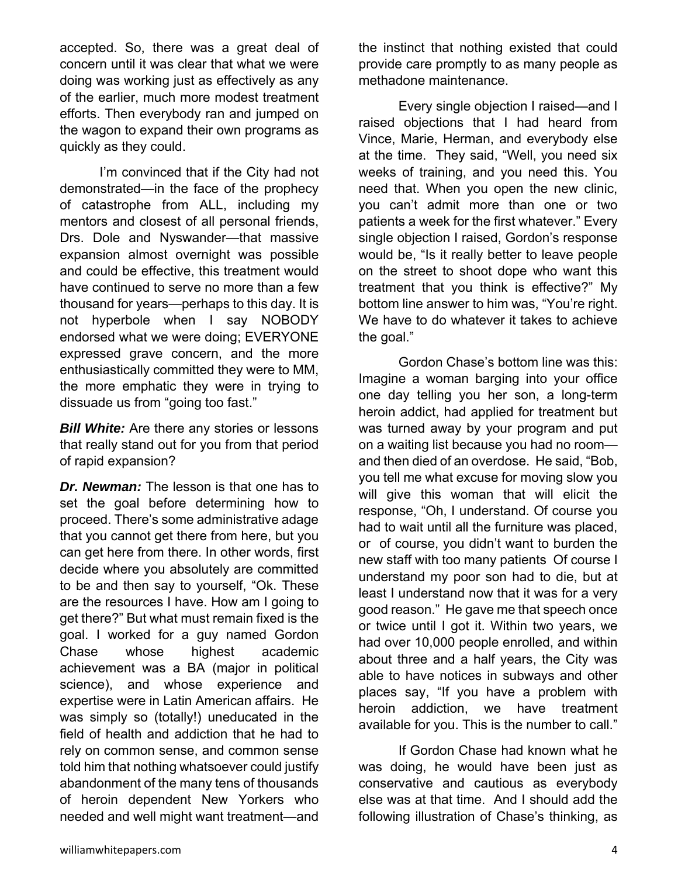accepted. So, there was a great deal of concern until it was clear that what we were doing was working just as effectively as any of the earlier, much more modest treatment efforts. Then everybody ran and jumped on the wagon to expand their own programs as quickly as they could.

I'm convinced that if the City had not demonstrated—in the face of the prophecy of catastrophe from ALL, including my mentors and closest of all personal friends, Drs. Dole and Nyswander—that massive expansion almost overnight was possible and could be effective, this treatment would have continued to serve no more than a few thousand for years—perhaps to this day. It is not hyperbole when I say NOBODY endorsed what we were doing; EVERYONE expressed grave concern, and the more enthusiastically committed they were to MM, the more emphatic they were in trying to dissuade us from "going too fast."

***Bill White:*** Are there any stories or lessons that really stand out for you from that period of rapid expansion?

***Dr. Newman:*** The lesson is that one has to set the goal before determining how to proceed. There's some administrative adage that you cannot get there from here, but you can get here from there. In other words, first decide where you absolutely are committed to be and then say to yourself, "Ok. These are the resources I have. How am I going to get there?" But what must remain fixed is the goal. I worked for a guy named Gordon Chase whose highest academic achievement was a BA (major in political science), and whose experience and expertise were in Latin American affairs. He was simply so (totally!) uneducated in the field of health and addiction that he had to rely on common sense, and common sense told him that nothing whatsoever could justify abandonment of the many tens of thousands of heroin dependent New Yorkers who needed and well might want treatment—and the instinct that nothing existed that could provide care promptly to as many people as methadone maintenance.

Every single objection I raised—and I raised objections that I had heard from Vince, Marie, Herman, and everybody else at the time. They said, "Well, you need six weeks of training, and you need this. You need that. When you open the new clinic, you can't admit more than one or two patients a week for the first whatever." Every single objection I raised, Gordon's response would be, "Is it really better to leave people on the street to shoot dope who want this treatment that you think is effective?" My bottom line answer to him was, "You're right. We have to do whatever it takes to achieve the goal."

Gordon Chase's bottom line was this: Imagine a woman barging into your office one day telling you her son, a long-term heroin addict, had applied for treatment but was turned away by your program and put on a waiting list because you had no room—and then died of an overdose. He said, "Bob, you tell me what excuse for moving slow you will give this woman that will elicit the response, "Oh, I understand. Of course you had to wait until all the furniture was placed, or of course, you didn't want to burden the new staff with too many patients Of course I understand my poor son had to die, but at least I understand now that it was for a very good reason." He gave me that speech once or twice until I got it. Within two years, we had over 10,000 people enrolled, and within about three and a half years, the City was able to have notices in subways and other places say, "If you have a problem with heroin addiction, we have treatment available for you. This is the number to call."

If Gordon Chase had known what he was doing, he would have been just as conservative and cautious as everybody else was at that time. And I should add the following illustration of Chase's thinking, as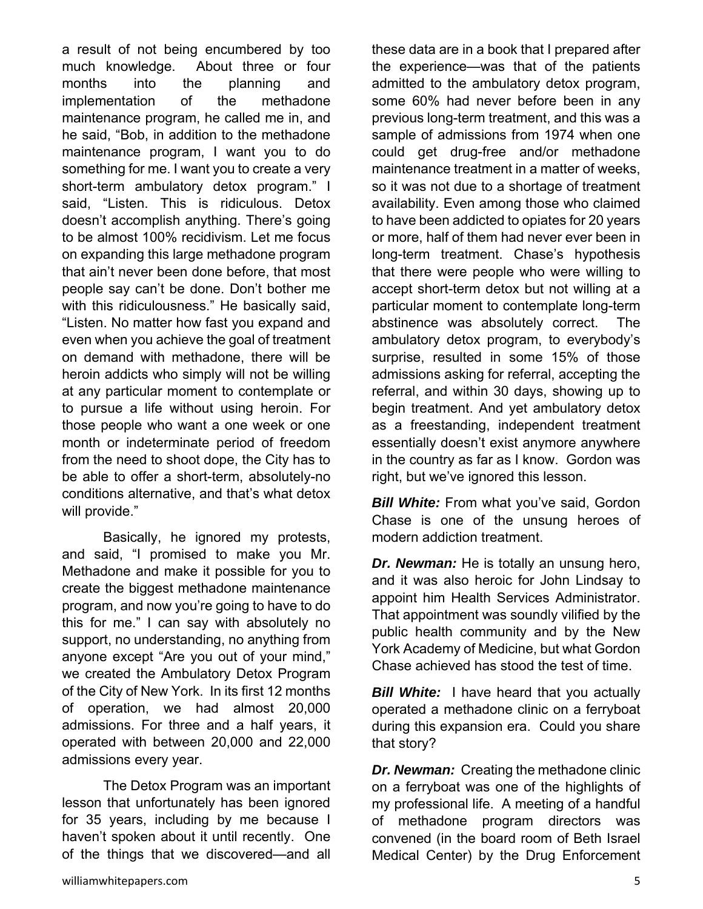a result of not being encumbered by too much knowledge. About three or four months into the planning and implementation of the methadone maintenance program, he called me in, and he said, "Bob, in addition to the methadone maintenance program, I want you to do something for me. I want you to create a very short-term ambulatory detox program." I said, "Listen. This is ridiculous. Detox doesn't accomplish anything. There's going to be almost 100% recidivism. Let me focus on expanding this large methadone program that ain't never been done before, that most people say can't be done. Don't bother me with this ridiculousness." He basically said, "Listen. No matter how fast you expand and even when you achieve the goal of treatment on demand with methadone, there will be heroin addicts who simply will not be willing at any particular moment to contemplate or to pursue a life without using heroin. For those people who want a one week or one month or indeterminate period of freedom from the need to shoot dope, the City has to be able to offer a short-term, absolutely-no conditions alternative, and that's what detox will provide."

Basically, he ignored my protests, and said, "I promised to make you Mr. Methadone and make it possible for you to create the biggest methadone maintenance program, and now you're going to have to do this for me." I can say with absolutely no support, no understanding, no anything from anyone except "Are you out of your mind," we created the Ambulatory Detox Program of the City of New York. In its first 12 months of operation, we had almost 20,000 admissions. For three and a half years, it operated with between 20,000 and 22,000 admissions every year.

The Detox Program was an important lesson that unfortunately has been ignored for 35 years, including by me because I haven't spoken about it until recently. One of the things that we discovered—and all these data are in a book that I prepared after the experience—was that of the patients admitted to the ambulatory detox program, some 60% had never before been in any previous long-term treatment, and this was a sample of admissions from 1974 when one could get drug-free and/or methadone maintenance treatment in a matter of weeks, so it was not due to a shortage of treatment availability. Even among those who claimed to have been addicted to opiates for 20 years or more, half of them had never ever been in long-term treatment. Chase's hypothesis that there were people who were willing to accept short-term detox but not willing at a particular moment to contemplate long-term abstinence was absolutely correct. The ambulatory detox program, to everybody's surprise, resulted in some 15% of those admissions asking for referral, accepting the referral, and within 30 days, showing up to begin treatment. And yet ambulatory detox as a freestanding, independent treatment essentially doesn't exist anymore anywhere in the country as far as I know. Gordon was right, but we've ignored this lesson.

***Bill White:*** From what you've said, Gordon Chase is one of the unsung heroes of modern addiction treatment.

***Dr. Newman:*** He is totally an unsung hero, and it was also heroic for John Lindsay to appoint him Health Services Administrator. That appointment was soundly vilified by the public health community and by the New York Academy of Medicine, but what Gordon Chase achieved has stood the test of time.

***Bill White:*** I have heard that you actually operated a methadone clinic on a ferryboat during this expansion era. Could you share that story?

***Dr. Newman:*** Creating the methadone clinic on a ferryboat was one of the highlights of my professional life. A meeting of a handful of methadone program directors was convened (in the board room of Beth Israel Medical Center) by the Drug Enforcement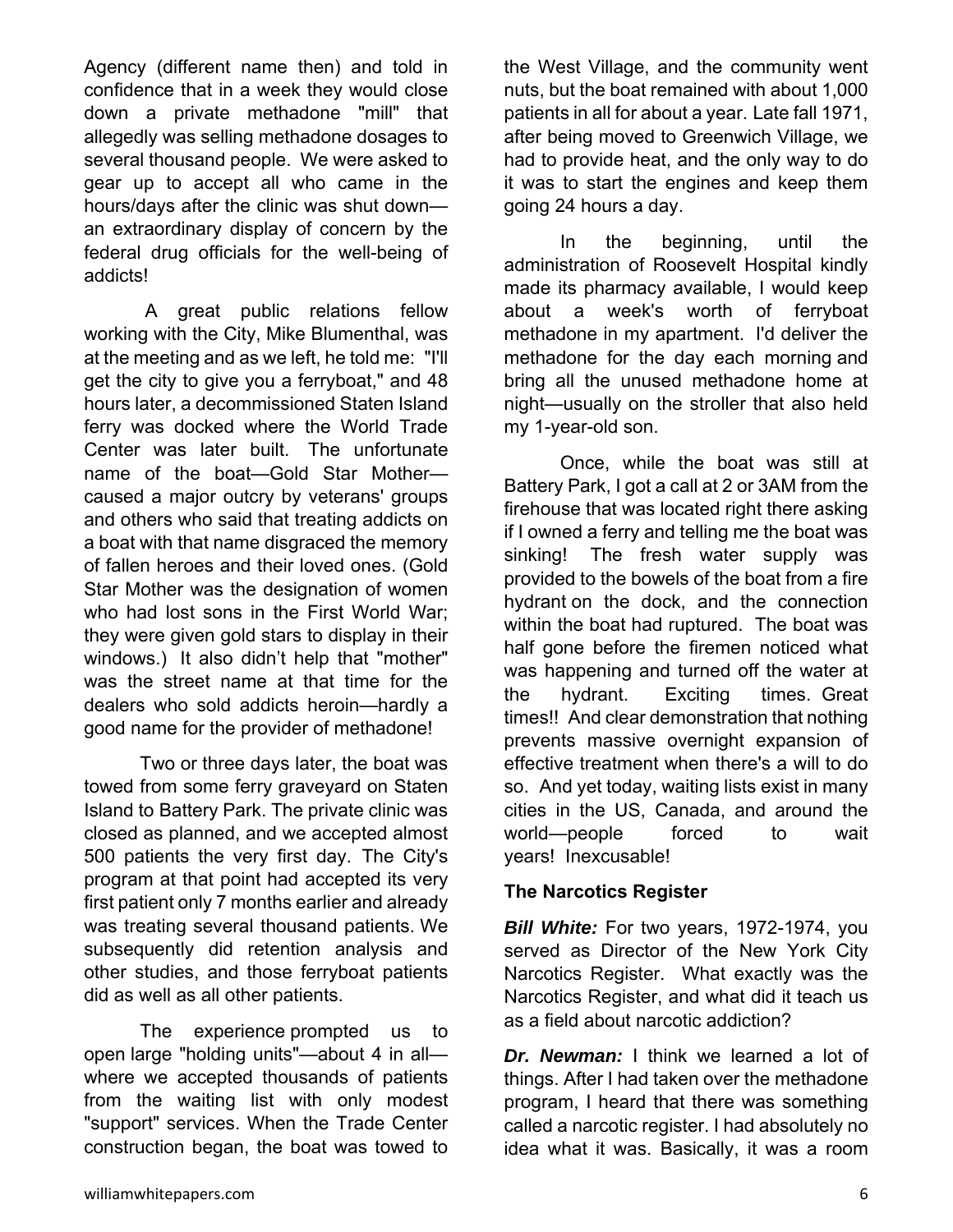Agency (different name then) and told in confidence that in a week they would close down a private methadone "mill" that allegedly was selling methadone dosages to several thousand people. We were asked to gear up to accept all who came in the hours/days after the clinic was shut down—an extraordinary display of concern by the federal drug officials for the well-being of addicts!

A great public relations fellow working with the City, Mike Blumenthal, was at the meeting and as we left, he told me: "I'll get the city to give you a ferryboat," and 48 hours later, a decommissioned Staten Island ferry was docked where the World Trade Center was later built. The unfortunate name of the boat—Gold Star Mother—caused a major outcry by veterans' groups and others who said that treating addicts on a boat with that name disgraced the memory of fallen heroes and their loved ones. (Gold Star Mother was the designation of women who had lost sons in the First World War; they were given gold stars to display in their windows.) It also didn't help that "mother" was the street name at that time for the dealers who sold addicts heroin—hardly a good name for the provider of methadone!

Two or three days later, the boat was towed from some ferry graveyard on Staten Island to Battery Park. The private clinic was closed as planned, and we accepted almost 500 patients the very first day. The City's program at that point had accepted its very first patient only 7 months earlier and already was treating several thousand patients. We subsequently did retention analysis and other studies, and those ferryboat patients did as well as all other patients.

The experience prompted us to open large "holding units"—about 4 in all—where we accepted thousands of patients from the waiting list with only modest "support" services. When the Trade Center construction began, the boat was towed to the West Village, and the community went nuts, but the boat remained with about 1,000 patients in all for about a year. Late fall 1971, after being moved to Greenwich Village, we had to provide heat, and the only way to do it was to start the engines and keep them going 24 hours a day.

In the beginning, until the administration of Roosevelt Hospital kindly made its pharmacy available, I would keep about a week's worth of ferryboat methadone in my apartment. I'd deliver the methadone for the day each morning and bring all the unused methadone home at night—usually on the stroller that also held my 1-year-old son.

Once, while the boat was still at Battery Park, I got a call at 2 or 3AM from the firehouse that was located right there asking if I owned a ferry and telling me the boat was sinking! The fresh water supply was provided to the bowels of the boat from a fire hydrant on the dock, and the connection within the boat had ruptured. The boat was half gone before the firemen noticed what was happening and turned off the water at the hydrant. Exciting times. Great times!! And clear demonstration that nothing prevents massive overnight expansion of effective treatment when there's a will to do so. And yet today, waiting lists exist in many cities in the US, Canada, and around the world—people forced to wait years! Inexcusable!

**The Narcotics Register**

***Bill White:*** For two years, 1972-1974, you served as Director of the New York City Narcotics Register. What exactly was the Narcotics Register, and what did it teach us as a field about narcotic addiction?

***Dr. Newman:*** I think we learned a lot of things. After I had taken over the methadone program, I heard that there was something called a narcotic register. I had absolutely no idea what it was. Basically, it was a room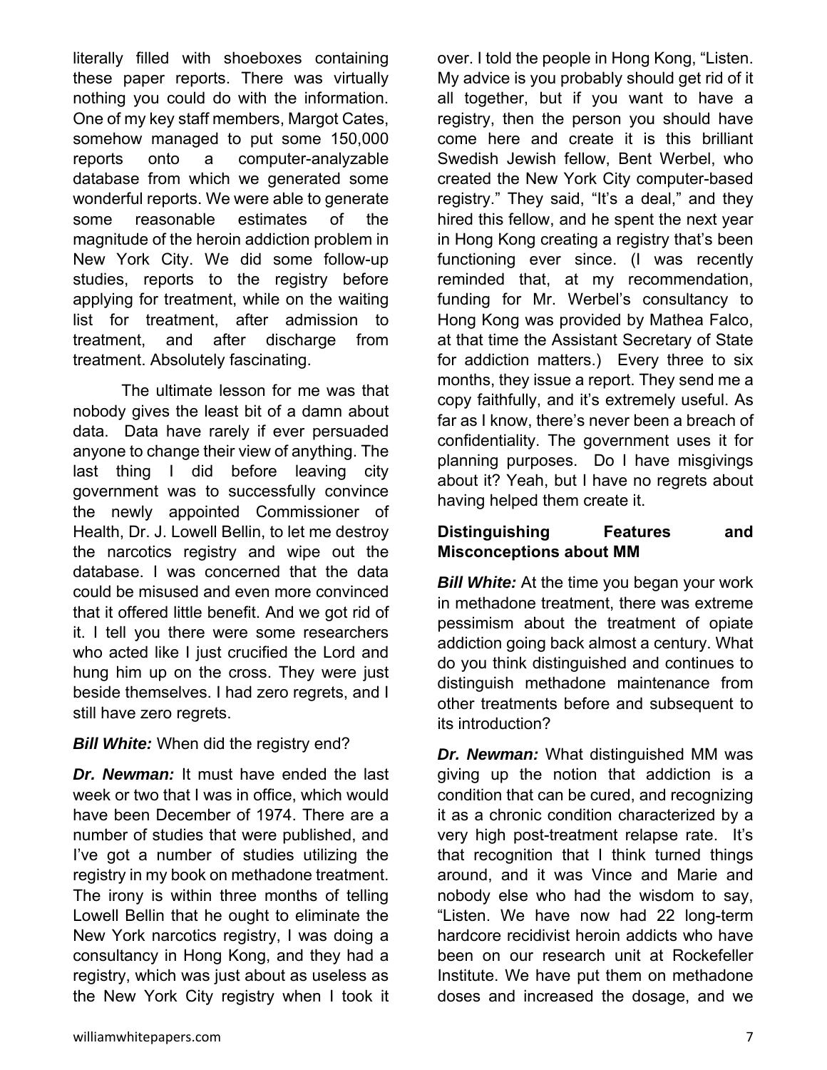literally filled with shoeboxes containing these paper reports. There was virtually nothing you could do with the information. One of my key staff members, Margot Cates, somehow managed to put some 150,000 reports onto a computer-analyzable database from which we generated some wonderful reports. We were able to generate some reasonable estimates of the magnitude of the heroin addiction problem in New York City. We did some follow-up studies, reports to the registry before applying for treatment, while on the waiting list for treatment, after admission to treatment, and after discharge from treatment. Absolutely fascinating.

The ultimate lesson for me was that nobody gives the least bit of a damn about data. Data have rarely if ever persuaded anyone to change their view of anything. The last thing I did before leaving city government was to successfully convince the newly appointed Commissioner of Health, Dr. J. Lowell Bellin, to let me destroy the narcotics registry and wipe out the database. I was concerned that the data could be misused and even more convinced that it offered little benefit. And we got rid of it. I tell you there were some researchers who acted like I just crucified the Lord and hung him up on the cross. They were just beside themselves. I had zero regrets, and I still have zero regrets.

***Bill White:*** When did the registry end?

***Dr. Newman:*** It must have ended the last week or two that I was in office, which would have been December of 1974. There are a number of studies that were published, and I've got a number of studies utilizing the registry in my book on methadone treatment. The irony is within three months of telling Lowell Bellin that he ought to eliminate the New York narcotics registry, I was doing a consultancy in Hong Kong, and they had a registry, which was just about as useless as the New York City registry when I took it over. I told the people in Hong Kong, "Listen. My advice is you probably should get rid of it all together, but if you want to have a registry, then the person you should have come here and create it is this brilliant Swedish Jewish fellow, Bent Werbel, who created the New York City computer-based registry." They said, "It's a deal," and they hired this fellow, and he spent the next year in Hong Kong creating a registry that's been functioning ever since. (I was recently reminded that, at my recommendation, funding for Mr. Werbel's consultancy to Hong Kong was provided by Mathea Falco, at that time the Assistant Secretary of State for addiction matters.) Every three to six months, they issue a report. They send me a copy faithfully, and it's extremely useful. As far as I know, there's never been a breach of confidentiality. The government uses it for planning purposes. Do I have misgivings about it? Yeah, but I have no regrets about having helped them create it.

### Distinguishing Features and Misconceptions about MM

***Bill White:*** At the time you began your work in methadone treatment, there was extreme pessimism about the treatment of opiate addiction going back almost a century. What do you think distinguished and continues to distinguish methadone maintenance from other treatments before and subsequent to its introduction?

***Dr. Newman:*** What distinguished MM was giving up the notion that addiction is a condition that can be cured, and recognizing it as a chronic condition characterized by a very high post-treatment relapse rate. It's that recognition that I think turned things around, and it was Vince and Marie and nobody else who had the wisdom to say, "Listen. We have now had 22 long-term hardcore recidivist heroin addicts who have been on our research unit at Rockefeller Institute. We have put them on methadone doses and increased the dosage, and we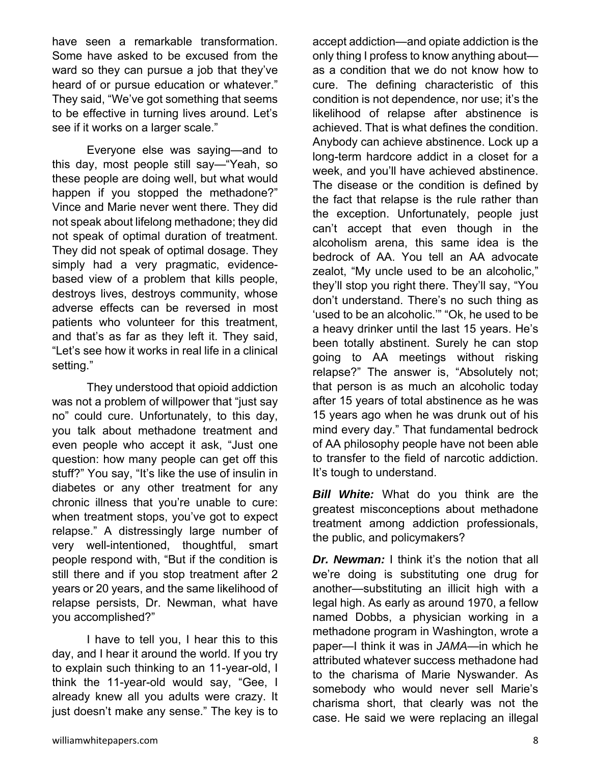have seen a remarkable transformation. Some have asked to be excused from the ward so they can pursue a job that they've heard of or pursue education or whatever." They said, "We've got something that seems to be effective in turning lives around. Let's see if it works on a larger scale."

Everyone else was saying—and to this day, most people still say—"Yeah, so these people are doing well, but what would happen if you stopped the methadone?" Vince and Marie never went there. They did not speak about lifelong methadone; they did not speak of optimal duration of treatment. They did not speak of optimal dosage. They simply had a very pragmatic, evidence-based view of a problem that kills people, destroys lives, destroys community, whose adverse effects can be reversed in most patients who volunteer for this treatment, and that's as far as they left it. They said, "Let's see how it works in real life in a clinical setting."

They understood that opioid addiction was not a problem of willpower that "just say no" could cure. Unfortunately, to this day, you talk about methadone treatment and even people who accept it ask, "Just one question: how many people can get off this stuff?" You say, "It's like the use of insulin in diabetes or any other treatment for any chronic illness that you're unable to cure: when treatment stops, you've got to expect relapse." A distressingly large number of very well-intentioned, thoughtful, smart people respond with, "But if the condition is still there and if you stop treatment after 2 years or 20 years, and the same likelihood of relapse persists, Dr. Newman, what have you accomplished?"

I have to tell you, I hear this to this day, and I hear it around the world. If you try to explain such thinking to an 11-year-old, I think the 11-year-old would say, "Gee, I already knew all you adults were crazy. It just doesn't make any sense." The key is to accept addiction—and opiate addiction is the only thing I profess to know anything about—as a condition that we do not know how to cure. The defining characteristic of this condition is not dependence, nor use; it's the likelihood of relapse after abstinence is achieved. That is what defines the condition. Anybody can achieve abstinence. Lock up a long-term hardcore addict in a closet for a week, and you'll have achieved abstinence. The disease or the condition is defined by the fact that relapse is the rule rather than the exception. Unfortunately, people just can't accept that even though in the alcoholism arena, this same idea is the bedrock of AA. You tell an AA advocate zealot, "My uncle used to be an alcoholic," they'll stop you right there. They'll say, "You don't understand. There's no such thing as 'used to be an alcoholic.'" "Ok, he used to be a heavy drinker until the last 15 years. He's been totally abstinent. Surely he can stop going to AA meetings without risking relapse?" The answer is, "Absolutely not; that person is as much an alcoholic today after 15 years of total abstinence as he was 15 years ago when he was drunk out of his mind every day." That fundamental bedrock of AA philosophy people have not been able to transfer to the field of narcotic addiction. It's tough to understand.

***Bill White:*** What do you think are the greatest misconceptions about methadone treatment among addiction professionals, the public, and policymakers?

***Dr. Newman:*** I think it's the notion that all we're doing is substituting one drug for another—substituting an illicit high with a legal high. As early as around 1970, a fellow named Dobbs, a physician working in a methadone program in Washington, wrote a paper—I think it was in *JAMA*—in which he attributed whatever success methadone had to the charisma of Marie Nyswander. As somebody who would never sell Marie's charisma short, that clearly was not the case. He said we were replacing an illegal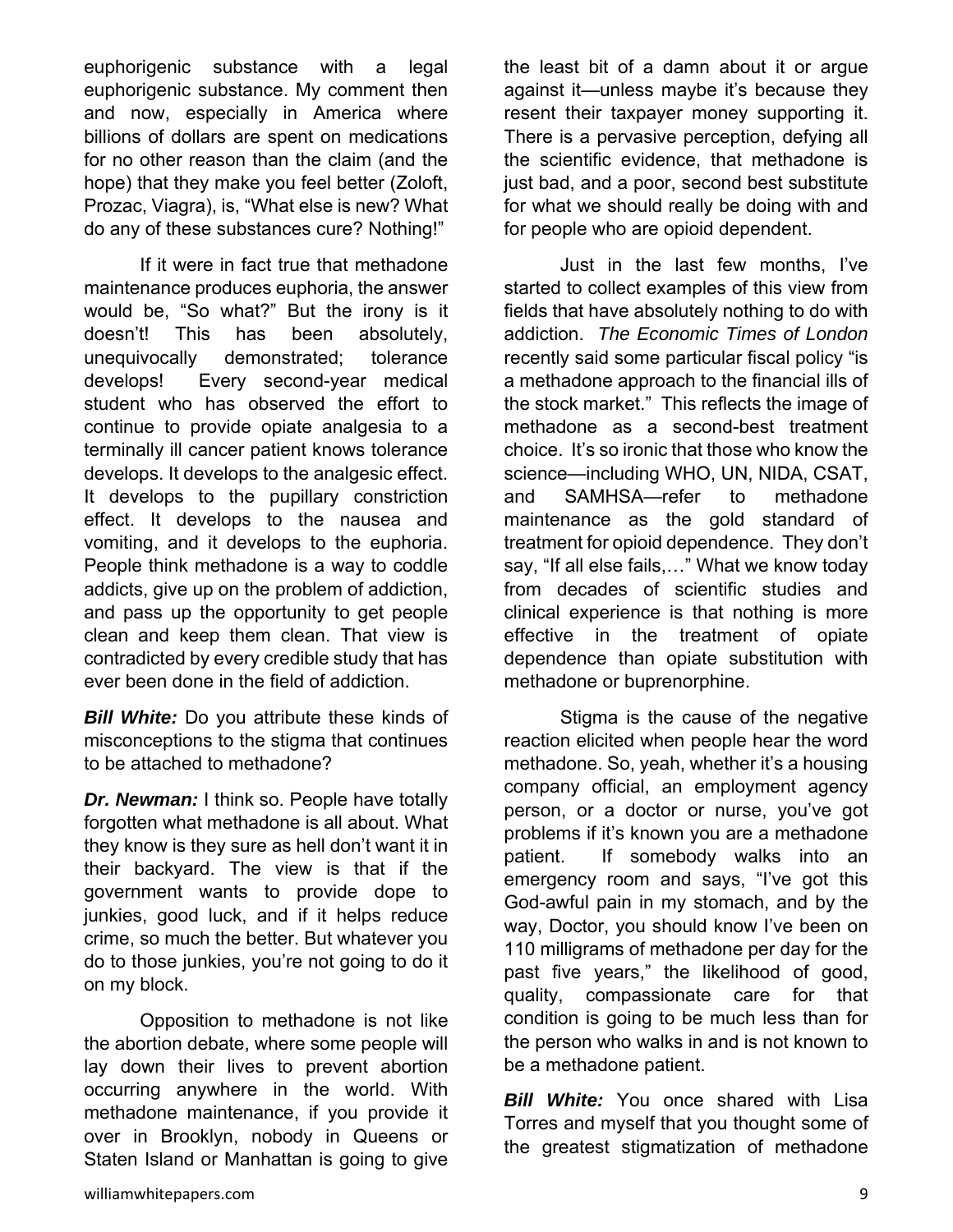euphorigenic substance with a legal euphorigenic substance. My comment then and now, especially in America where billions of dollars are spent on medications for no other reason than the claim (and the hope) that they make you feel better (Zoloft, Prozac, Viagra), is, "What else is new? What do any of these substances cure? Nothing!"

If it were in fact true that methadone maintenance produces euphoria, the answer would be, "So what?" But the irony is it doesn't! This has been absolutely, unequivocally demonstrated; tolerance develops! Every second-year medical student who has observed the effort to continue to provide opiate analgesia to a terminally ill cancer patient knows tolerance develops. It develops to the analgesic effect. It develops to the pupillary constriction effect. It develops to the nausea and vomiting, and it develops to the euphoria. People think methadone is a way to coddle addicts, give up on the problem of addiction, and pass up the opportunity to get people clean and keep them clean. That view is contradicted by every credible study that has ever been done in the field of addiction.

***Bill White:*** Do you attribute these kinds of misconceptions to the stigma that continues to be attached to methadone?

***Dr. Newman:*** I think so. People have totally forgotten what methadone is all about. What they know is they sure as hell don't want it in their backyard. The view is that if the government wants to provide dope to junkies, good luck, and if it helps reduce crime, so much the better. But whatever you do to those junkies, you're not going to do it on my block.

Opposition to methadone is not like the abortion debate, where some people will lay down their lives to prevent abortion occurring anywhere in the world. With methadone maintenance, if you provide it over in Brooklyn, nobody in Queens or Staten Island or Manhattan is going to give the least bit of a damn about it or argue against it—unless maybe it's because they resent their taxpayer money supporting it. There is a pervasive perception, defying all the scientific evidence, that methadone is just bad, and a poor, second best substitute for what we should really be doing with and for people who are opioid dependent.

Just in the last few months, I've started to collect examples of this view from fields that have absolutely nothing to do with addiction. *The Economic Times of London* recently said some particular fiscal policy "is a methadone approach to the financial ills of the stock market." This reflects the image of methadone as a second-best treatment choice. It's so ironic that those who know the science—including WHO, UN, NIDA, CSAT, and SAMHSA—refer to methadone maintenance as the gold standard of treatment for opioid dependence. They don't say, "If all else fails,…" What we know today from decades of scientific studies and clinical experience is that nothing is more effective in the treatment of opiate dependence than opiate substitution with methadone or buprenorphine.

Stigma is the cause of the negative reaction elicited when people hear the word methadone. So, yeah, whether it's a housing company official, an employment agency person, or a doctor or nurse, you've got problems if it's known you are a methadone patient. If somebody walks into an emergency room and says, "I've got this God-awful pain in my stomach, and by the way, Doctor, you should know I've been on 110 milligrams of methadone per day for the past five years," the likelihood of good, quality, compassionate care for that condition is going to be much less than for the person who walks in and is not known to be a methadone patient.

***Bill White:*** You once shared with Lisa Torres and myself that you thought some of the greatest stigmatization of methadone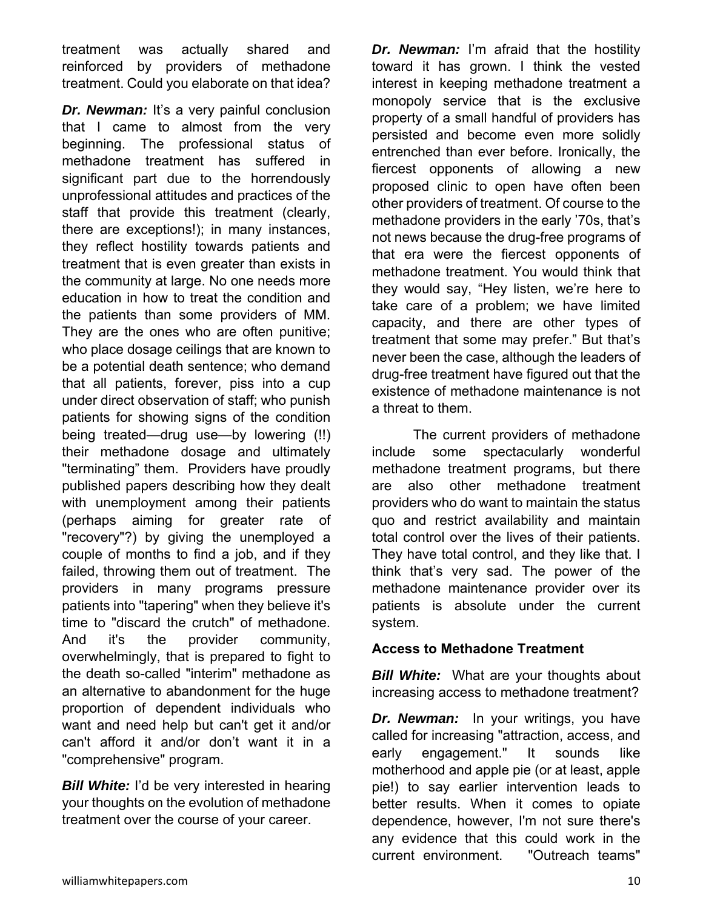treatment was actually shared and reinforced by providers of methadone treatment. Could you elaborate on that idea?

***Dr. Newman:*** It's a very painful conclusion that I came to almost from the very beginning. The professional status of methadone treatment has suffered in significant part due to the horrendously unprofessional attitudes and practices of the staff that provide this treatment (clearly, there are exceptions!); in many instances, they reflect hostility towards patients and treatment that is even greater than exists in the community at large. No one needs more education in how to treat the condition and the patients than some providers of MM. They are the ones who are often punitive; who place dosage ceilings that are known to be a potential death sentence; who demand that all patients, forever, piss into a cup under direct observation of staff; who punish patients for showing signs of the condition being treated—drug use—by lowering (!!) their methadone dosage and ultimately "terminating" them. Providers have proudly published papers describing how they dealt with unemployment among their patients (perhaps aiming for greater rate of "recovery"?) by giving the unemployed a couple of months to find a job, and if they failed, throwing them out of treatment. The providers in many programs pressure patients into "tapering" when they believe it's time to "discard the crutch" of methadone. And it's the provider community, overwhelmingly, that is prepared to fight to the death so-called "interim" methadone as an alternative to abandonment for the huge proportion of dependent individuals who want and need help but can't get it and/or can't afford it and/or don't want it in a "comprehensive" program.

***Bill White:*** I'd be very interested in hearing your thoughts on the evolution of methadone treatment over the course of your career.

***Dr. Newman:*** I'm afraid that the hostility toward it has grown. I think the vested interest in keeping methadone treatment a monopoly service that is the exclusive property of a small handful of providers has persisted and become even more solidly entrenched than ever before. Ironically, the fiercest opponents of allowing a new proposed clinic to open have often been other providers of treatment. Of course to the methadone providers in the early '70s, that's not news because the drug-free programs of that era were the fiercest opponents of methadone treatment. You would think that they would say, "Hey listen, we're here to take care of a problem; we have limited capacity, and there are other types of treatment that some may prefer." But that's never been the case, although the leaders of drug-free treatment have figured out that the existence of methadone maintenance is not a threat to them.

The current providers of methadone include some spectacularly wonderful methadone treatment programs, but there are also other methadone treatment providers who do want to maintain the status quo and restrict availability and maintain total control over the lives of their patients. They have total control, and they like that. I think that's very sad. The power of the methadone maintenance provider over its patients is absolute under the current system.

**Access to Methadone Treatment**

***Bill White:*** What are your thoughts about increasing access to methadone treatment?

***Dr. Newman:*** In your writings, you have called for increasing "attraction, access, and early engagement." It sounds like motherhood and apple pie (or at least, apple pie!) to say earlier intervention leads to better results. When it comes to opiate dependence, however, I'm not sure there's any evidence that this could work in the current environment. "Outreach teams"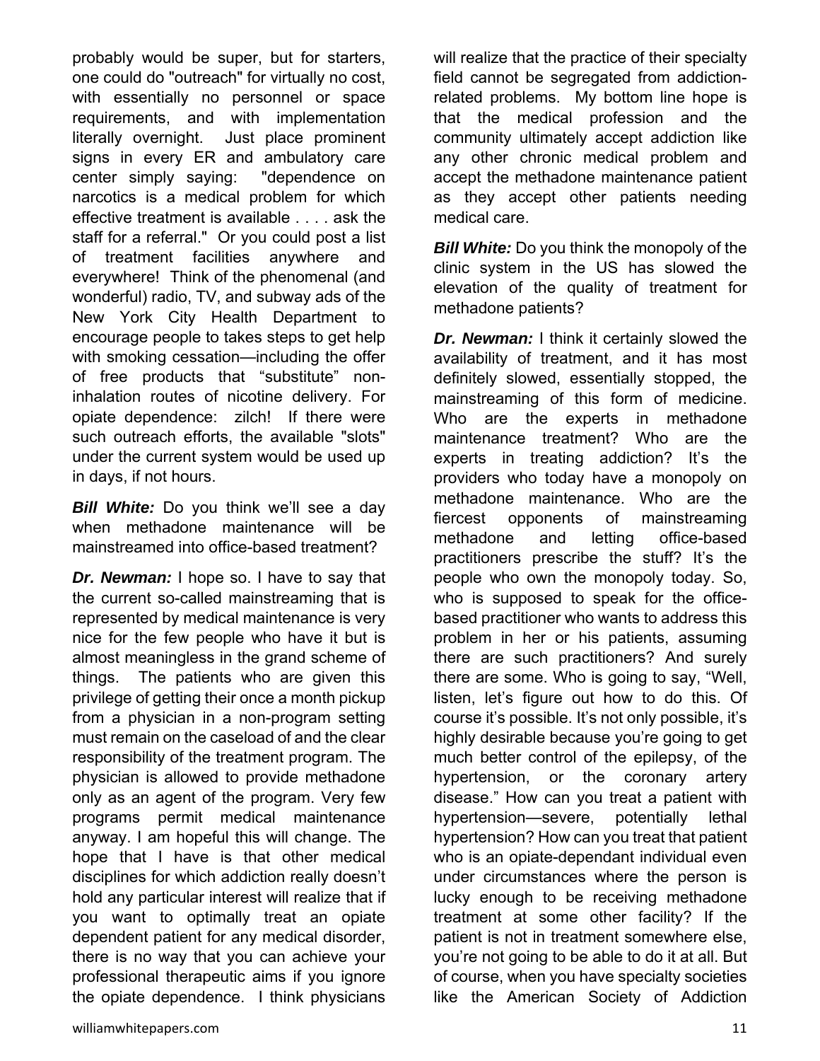probably would be super, but for starters, one could do "outreach" for virtually no cost, with essentially no personnel or space requirements, and with implementation literally overnight. Just place prominent signs in every ER and ambulatory care center simply saying: "dependence on narcotics is a medical problem for which effective treatment is available . . . . ask the staff for a referral." Or you could post a list of treatment facilities anywhere and everywhere! Think of the phenomenal (and wonderful) radio, TV, and subway ads of the New York City Health Department to encourage people to takes steps to get help with smoking cessation—including the offer of free products that "substitute" non-inhalation routes of nicotine delivery. For opiate dependence: zilch! If there were such outreach efforts, the available "slots" under the current system would be used up in days, if not hours.

***Bill White:*** Do you think we'll see a day when methadone maintenance will be mainstreamed into office-based treatment?

***Dr. Newman:*** I hope so. I have to say that the current so-called mainstreaming that is represented by medical maintenance is very nice for the few people who have it but is almost meaningless in the grand scheme of things. The patients who are given this privilege of getting their once a month pickup from a physician in a non-program setting must remain on the caseload of and the clear responsibility of the treatment program. The physician is allowed to provide methadone only as an agent of the program. Very few programs permit medical maintenance anyway. I am hopeful this will change. The hope that I have is that other medical disciplines for which addiction really doesn't hold any particular interest will realize that if you want to optimally treat an opiate dependent patient for any medical disorder, there is no way that you can achieve your professional therapeutic aims if you ignore the opiate dependence. I think physicians will realize that the practice of their specialty field cannot be segregated from addiction-related problems. My bottom line hope is that the medical profession and the community ultimately accept addiction like any other chronic medical problem and accept the methadone maintenance patient as they accept other patients needing medical care.

***Bill White:*** Do you think the monopoly of the clinic system in the US has slowed the elevation of the quality of treatment for methadone patients?

***Dr. Newman:*** I think it certainly slowed the availability of treatment, and it has most definitely slowed, essentially stopped, the mainstreaming of this form of medicine. Who are the experts in methadone maintenance treatment? Who are the experts in treating addiction? It's the providers who today have a monopoly on methadone maintenance. Who are the fiercest opponents of mainstreaming methadone and letting office-based practitioners prescribe the stuff? It's the people who own the monopoly today. So, who is supposed to speak for the office-based practitioner who wants to address this problem in her or his patients, assuming there are such practitioners? And surely there are some. Who is going to say, "Well, listen, let's figure out how to do this. Of course it's possible. It's not only possible, it's highly desirable because you're going to get much better control of the epilepsy, of the hypertension, or the coronary artery disease." How can you treat a patient with hypertension—severe, potentially lethal hypertension? How can you treat that patient who is an opiate-dependant individual even under circumstances where the person is lucky enough to be receiving methadone treatment at some other facility? If the patient is not in treatment somewhere else, you're not going to be able to do it at all. But of course, when you have specialty societies like the American Society of Addiction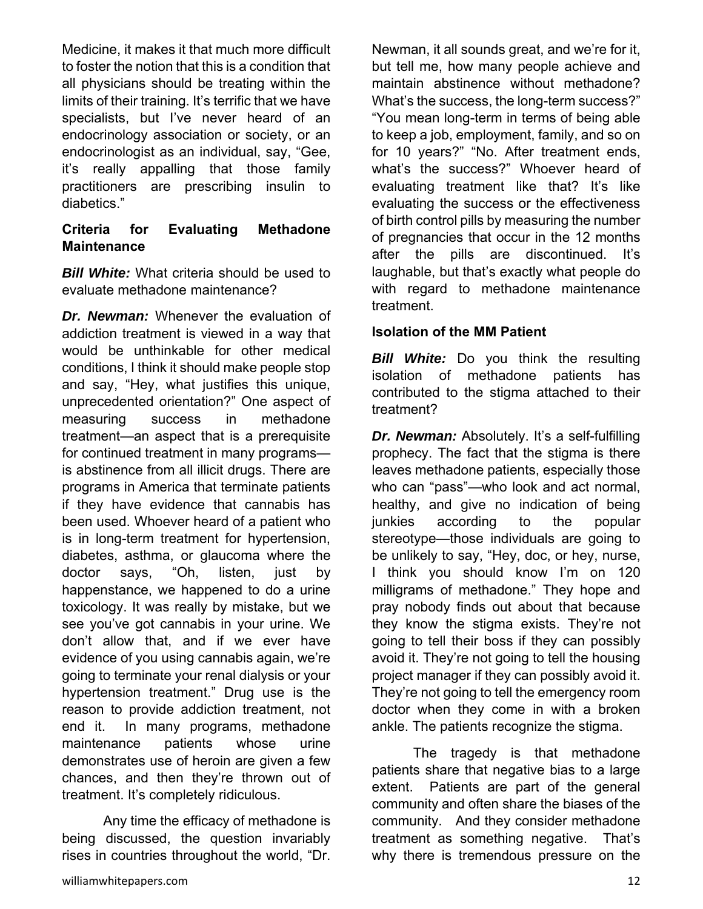Medicine, it makes it that much more difficult to foster the notion that this is a condition that all physicians should be treating within the limits of their training. It's terrific that we have specialists, but I've never heard of an endocrinology association or society, or an endocrinologist as an individual, say, "Gee, it's really appalling that those family practitioners are prescribing insulin to diabetics."

### Criteria for Evaluating Methadone Maintenance

***Bill White:*** What criteria should be used to evaluate methadone maintenance?

***Dr. Newman:*** Whenever the evaluation of addiction treatment is viewed in a way that would be unthinkable for other medical conditions, I think it should make people stop and say, "Hey, what justifies this unique, unprecedented orientation?" One aspect of measuring success in methadone treatment—an aspect that is a prerequisite for continued treatment in many programs—is abstinence from all illicit drugs. There are programs in America that terminate patients if they have evidence that cannabis has been used. Whoever heard of a patient who is in long-term treatment for hypertension, diabetes, asthma, or glaucoma where the doctor says, "Oh, listen, just by happenstance, we happened to do a urine toxicology. It was really by mistake, but we see you've got cannabis in your urine. We don't allow that, and if we ever have evidence of you using cannabis again, we're going to terminate your renal dialysis or your hypertension treatment." Drug use is the reason to provide addiction treatment, not end it. In many programs, methadone maintenance patients whose urine demonstrates use of heroin are given a few chances, and then they're thrown out of treatment. It's completely ridiculous.

Any time the efficacy of methadone is being discussed, the question invariably rises in countries throughout the world, "Dr. Newman, it all sounds great, and we're for it, but tell me, how many people achieve and maintain abstinence without methadone? What's the success, the long-term success?" "You mean long-term in terms of being able to keep a job, employment, family, and so on for 10 years?" "No. After treatment ends, what's the success?" Whoever heard of evaluating treatment like that? It's like evaluating the success or the effectiveness of birth control pills by measuring the number of pregnancies that occur in the 12 months after the pills are discontinued. It's laughable, but that's exactly what people do with regard to methadone maintenance treatment.

### Isolation of the MM Patient

***Bill White:*** Do you think the resulting isolation of methadone patients has contributed to the stigma attached to their treatment?

***Dr. Newman:*** Absolutely. It's a self-fulfilling prophecy. The fact that the stigma is there leaves methadone patients, especially those who can "pass"—who look and act normal, healthy, and give no indication of being junkies according to the popular stereotype—those individuals are going to be unlikely to say, "Hey, doc, or hey, nurse, I think you should know I'm on 120 milligrams of methadone." They hope and pray nobody finds out about that because they know the stigma exists. They're not going to tell their boss if they can possibly avoid it. They're not going to tell the housing project manager if they can possibly avoid it. They're not going to tell the emergency room doctor when they come in with a broken ankle. The patients recognize the stigma.

The tragedy is that methadone patients share that negative bias to a large extent. Patients are part of the general community and often share the biases of the community. And they consider methadone treatment as something negative. That's why there is tremendous pressure on the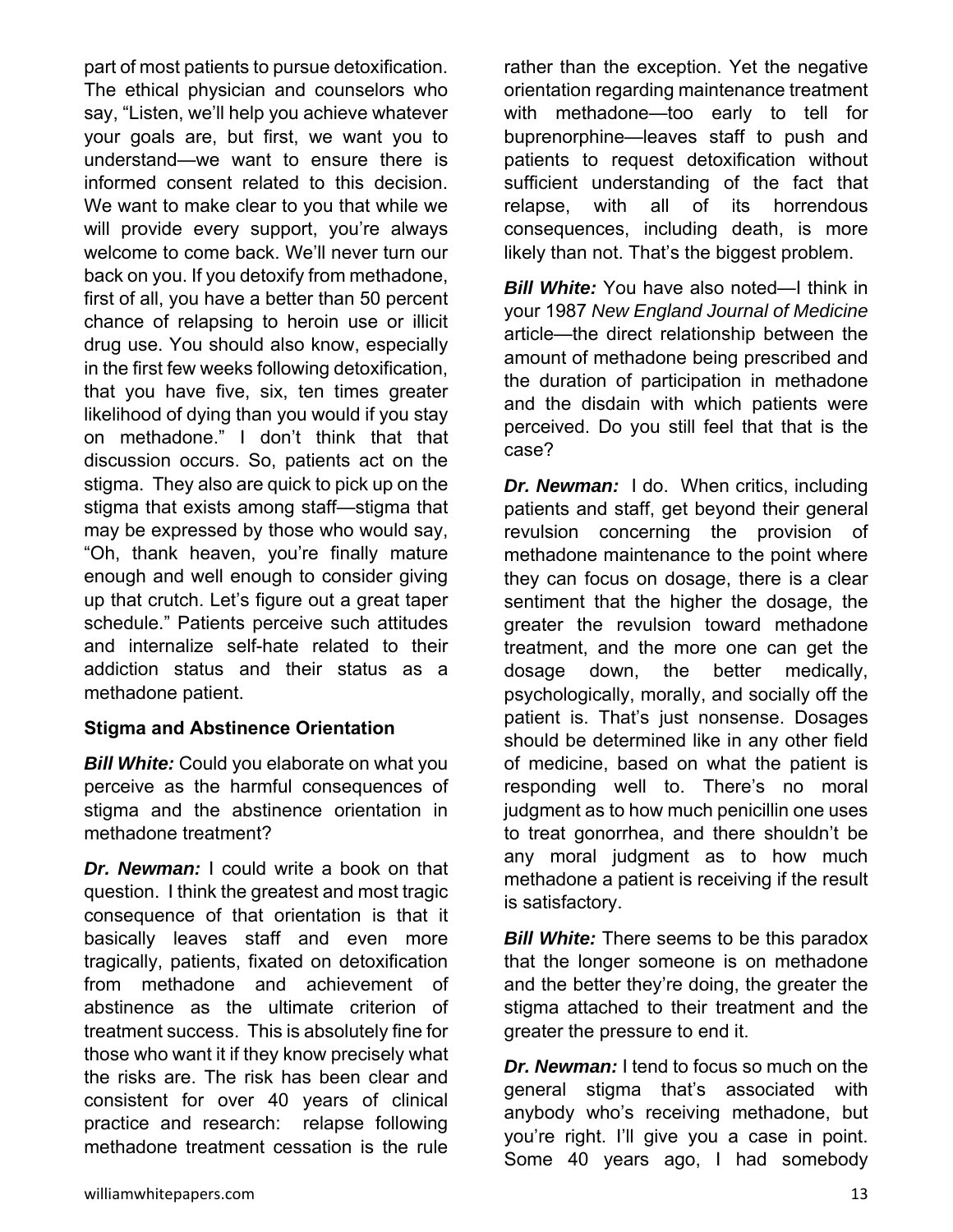part of most patients to pursue detoxification. The ethical physician and counselors who say, "Listen, we'll help you achieve whatever your goals are, but first, we want you to understand—we want to ensure there is informed consent related to this decision. We want to make clear to you that while we will provide every support, you're always welcome to come back. We'll never turn our back on you. If you detoxify from methadone, first of all, you have a better than 50 percent chance of relapsing to heroin use or illicit drug use. You should also know, especially in the first few weeks following detoxification, that you have five, six, ten times greater likelihood of dying than you would if you stay on methadone." I don't think that that discussion occurs. So, patients act on the stigma. They also are quick to pick up on the stigma that exists among staff—stigma that may be expressed by those who would say, "Oh, thank heaven, you're finally mature enough and well enough to consider giving up that crutch. Let's figure out a great taper schedule." Patients perceive such attitudes and internalize self-hate related to their addiction status and their status as a methadone patient.

**Stigma and Abstinence Orientation**

***Bill White:*** Could you elaborate on what you perceive as the harmful consequences of stigma and the abstinence orientation in methadone treatment?

***Dr. Newman:*** I could write a book on that question. I think the greatest and most tragic consequence of that orientation is that it basically leaves staff and even more tragically, patients, fixated on detoxification from methadone and achievement of abstinence as the ultimate criterion of treatment success. This is absolutely fine for those who want it if they know precisely what the risks are. The risk has been clear and consistent for over 40 years of clinical practice and research: relapse following methadone treatment cessation is the rule rather than the exception. Yet the negative orientation regarding maintenance treatment with methadone—too early to tell for buprenorphine—leaves staff to push and patients to request detoxification without sufficient understanding of the fact that relapse, with all of its horrendous consequences, including death, is more likely than not. That's the biggest problem.

***Bill White:*** You have also noted—I think in your 1987 *New England Journal of Medicine* article—the direct relationship between the amount of methadone being prescribed and the duration of participation in methadone and the disdain with which patients were perceived. Do you still feel that that is the case?

***Dr. Newman:*** I do. When critics, including patients and staff, get beyond their general revulsion concerning the provision of methadone maintenance to the point where they can focus on dosage, there is a clear sentiment that the higher the dosage, the greater the revulsion toward methadone treatment, and the more one can get the dosage down, the better medically, psychologically, morally, and socially off the patient is. That's just nonsense. Dosages should be determined like in any other field of medicine, based on what the patient is responding well to. There's no moral judgment as to how much penicillin one uses to treat gonorrhea, and there shouldn't be any moral judgment as to how much methadone a patient is receiving if the result is satisfactory.

***Bill White:*** There seems to be this paradox that the longer someone is on methadone and the better they're doing, the greater the stigma attached to their treatment and the greater the pressure to end it.

***Dr. Newman:*** I tend to focus so much on the general stigma that's associated with anybody who's receiving methadone, but you're right. I'll give you a case in point. Some 40 years ago, I had somebody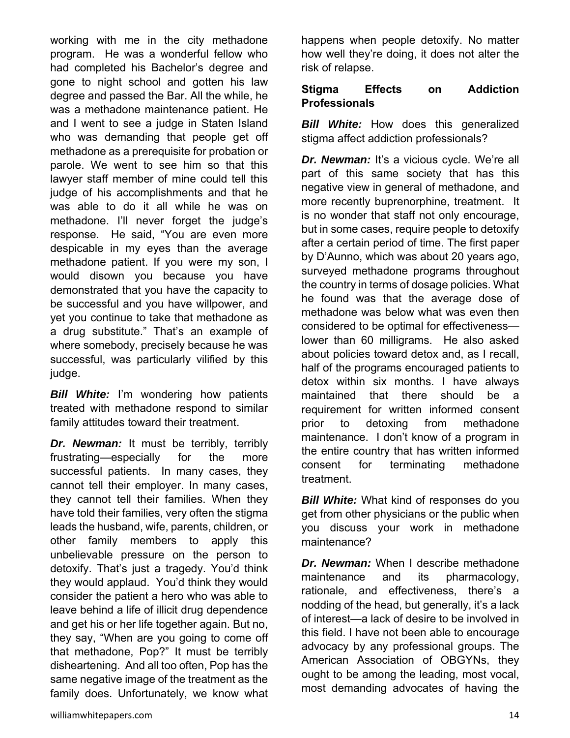working with me in the city methadone program. He was a wonderful fellow who had completed his Bachelor's degree and gone to night school and gotten his law degree and passed the Bar. All the while, he was a methadone maintenance patient. He and I went to see a judge in Staten Island who was demanding that people get off methadone as a prerequisite for probation or parole. We went to see him so that this lawyer staff member of mine could tell this judge of his accomplishments and that he was able to do it all while he was on methadone. I'll never forget the judge's response. He said, "You are even more despicable in my eyes than the average methadone patient. If you were my son, I would disown you because you have demonstrated that you have the capacity to be successful and you have willpower, and yet you continue to take that methadone as a drug substitute." That's an example of where somebody, precisely because he was successful, was particularly vilified by this judge.

***Bill White:*** I'm wondering how patients treated with methadone respond to similar family attitudes toward their treatment.

***Dr. Newman:*** It must be terribly, terribly frustrating—especially for the more successful patients. In many cases, they cannot tell their employer. In many cases, they cannot tell their families. When they have told their families, very often the stigma leads the husband, wife, parents, children, or other family members to apply this unbelievable pressure on the person to detoxify. That's just a tragedy. You'd think they would applaud. You'd think they would consider the patient a hero who was able to leave behind a life of illicit drug dependence and get his or her life together again. But no, they say, "When are you going to come off that methadone, Pop?" It must be terribly disheartening. And all too often, Pop has the same negative image of the treatment as the family does. Unfortunately, we know what happens when people detoxify. No matter how well they're doing, it does not alter the risk of relapse.

**Stigma Effects on Addiction Professionals**

***Bill White:*** How does this generalized stigma affect addiction professionals?

***Dr. Newman:*** It's a vicious cycle. We're all part of this same society that has this negative view in general of methadone, and more recently buprenorphine, treatment. It is no wonder that staff not only encourage, but in some cases, require people to detoxify after a certain period of time. The first paper by D'Aunno, which was about 20 years ago, surveyed methadone programs throughout the country in terms of dosage policies. What he found was that the average dose of methadone was below what was even then considered to be optimal for effectiveness—lower than 60 milligrams. He also asked about policies toward detox and, as I recall, half of the programs encouraged patients to detox within six months. I have always maintained that there should be a requirement for written informed consent prior to detoxing from methadone maintenance. I don't know of a program in the entire country that has written informed consent for terminating methadone treatment.

***Bill White:*** What kind of responses do you get from other physicians or the public when you discuss your work in methadone maintenance?

***Dr. Newman:*** When I describe methadone maintenance and its pharmacology, rationale, and effectiveness, there's a nodding of the head, but generally, it's a lack of interest—a lack of desire to be involved in this field. I have not been able to encourage advocacy by any professional groups. The American Association of OBGYNs, they ought to be among the leading, most vocal, most demanding advocates of having the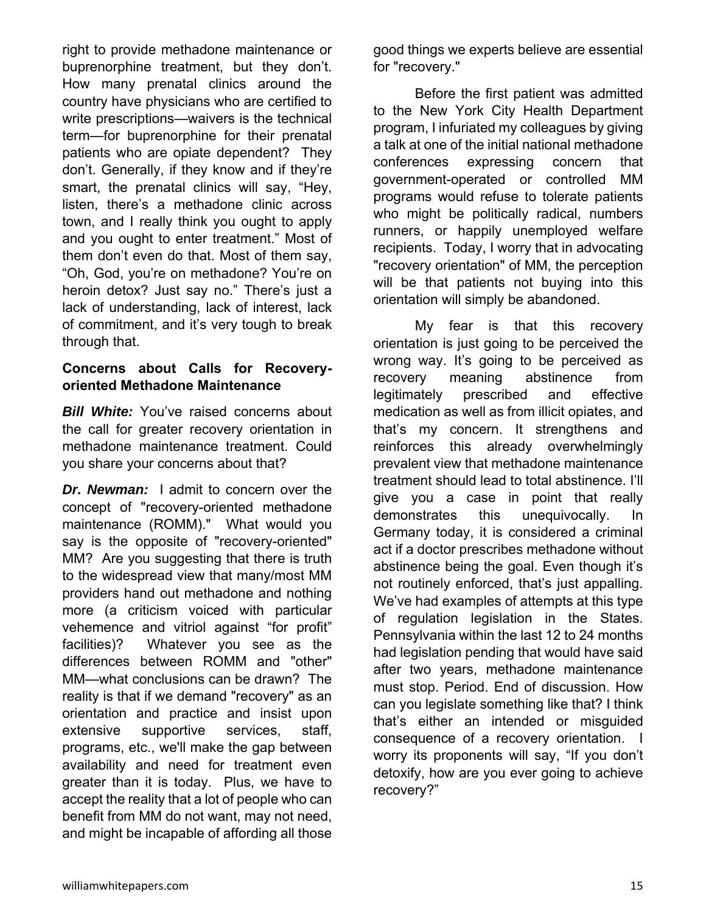right to provide methadone maintenance or buprenorphine treatment, but they don't. How many prenatal clinics around the country have physicians who are certified to write prescriptions—waivers is the technical term—for buprenorphine for their prenatal patients who are opiate dependent? They don't. Generally, if they know and if they're smart, the prenatal clinics will say, "Hey, listen, there's a methadone clinic across town, and I really think you ought to apply and you ought to enter treatment." Most of them don't even do that. Most of them say, "Oh, God, you're on methadone? You're on heroin detox? Just say no." There's just a lack of understanding, lack of interest, lack of commitment, and it's very tough to break through that.

**Concerns about Calls for Recovery-oriented Methadone Maintenance**

***Bill White:*** You've raised concerns about the call for greater recovery orientation in methadone maintenance treatment. Could you share your concerns about that?

***Dr. Newman:*** I admit to concern over the concept of "recovery-oriented methadone maintenance (ROMM)." What would you say is the opposite of "recovery-oriented" MM? Are you suggesting that there is truth to the widespread view that many/most MM providers hand out methadone and nothing more (a criticism voiced with particular vehemence and vitriol against "for profit" facilities)? Whatever you see as the differences between ROMM and "other" MM—what conclusions can be drawn? The reality is that if we demand "recovery" as an orientation and practice and insist upon extensive supportive services, staff, programs, etc., we'll make the gap between availability and need for treatment even greater than it is today. Plus, we have to accept the reality that a lot of people who can benefit from MM do not want, may not need, and might be incapable of affording all those good things we experts believe are essential for "recovery."

Before the first patient was admitted to the New York City Health Department program, I infuriated my colleagues by giving a talk at one of the initial national methadone conferences expressing concern that government-operated or controlled MM programs would refuse to tolerate patients who might be politically radical, numbers runners, or happily unemployed welfare recipients. Today, I worry that in advocating "recovery orientation" of MM, the perception will be that patients not buying into this orientation will simply be abandoned.

My fear is that this recovery orientation is just going to be perceived the wrong way. It's going to be perceived as recovery meaning abstinence from legitimately prescribed and effective medication as well as from illicit opiates, and that's my concern. It strengthens and reinforces this already overwhelmingly prevalent view that methadone maintenance treatment should lead to total abstinence. I'll give you a case in point that really demonstrates this unequivocally. In Germany today, it is considered a criminal act if a doctor prescribes methadone without abstinence being the goal. Even though it's not routinely enforced, that's just appalling. We've had examples of attempts at this type of regulation legislation in the States. Pennsylvania within the last 12 to 24 months had legislation pending that would have said after two years, methadone maintenance must stop. Period. End of discussion. How can you legislate something like that? I think that's either an intended or misguided consequence of a recovery orientation. I worry its proponents will say, "If you don't detoxify, how are you ever going to achieve recovery?"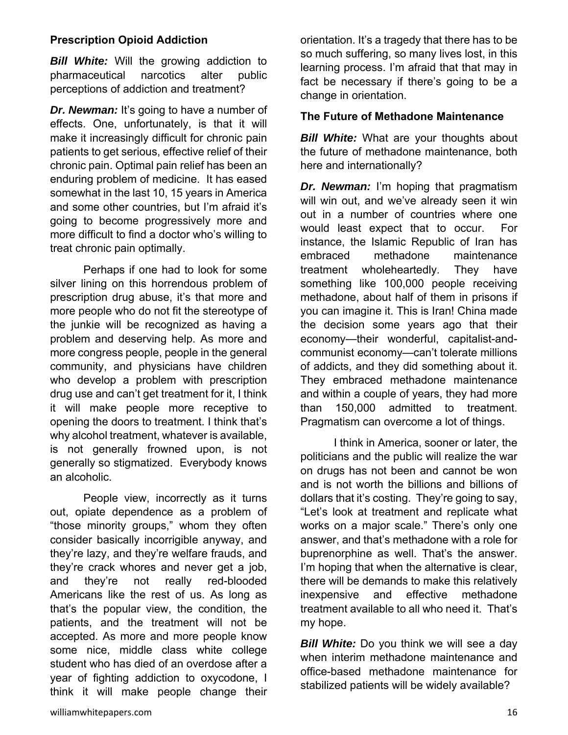**Prescription Opioid Addiction**

***Bill White:*** Will the growing addiction to pharmaceutical narcotics alter public perceptions of addiction and treatment?

***Dr. Newman:*** It's going to have a number of effects. One, unfortunately, is that it will make it increasingly difficult for chronic pain patients to get serious, effective relief of their chronic pain. Optimal pain relief has been an enduring problem of medicine. It has eased somewhat in the last 10, 15 years in America and some other countries, but I'm afraid it's going to become progressively more and more difficult to find a doctor who's willing to treat chronic pain optimally.

Perhaps if one had to look for some silver lining on this horrendous problem of prescription drug abuse, it's that more and more people who do not fit the stereotype of the junkie will be recognized as having a problem and deserving help. As more and more congress people, people in the general community, and physicians have children who develop a problem with prescription drug use and can't get treatment for it, I think it will make people more receptive to opening the doors to treatment. I think that's why alcohol treatment, whatever is available, is not generally frowned upon, is not generally so stigmatized. Everybody knows an alcoholic.

People view, incorrectly as it turns out, opiate dependence as a problem of "those minority groups," whom they often consider basically incorrigible anyway, and they're lazy, and they're welfare frauds, and they're crack whores and never get a job, and they're not really red-blooded Americans like the rest of us. As long as that's the popular view, the condition, the patients, and the treatment will not be accepted. As more and more people know some nice, middle class white college student who has died of an overdose after a year of fighting addiction to oxycodone, I think it will make people change their orientation. It's a tragedy that there has to be so much suffering, so many lives lost, in this learning process. I'm afraid that that may in fact be necessary if there's going to be a change in orientation.

**The Future of Methadone Maintenance**

***Bill White:*** What are your thoughts about the future of methadone maintenance, both here and internationally?

***Dr. Newman:*** I'm hoping that pragmatism will win out, and we've already seen it win out in a number of countries where one would least expect that to occur. For instance, the Islamic Republic of Iran has embraced methadone maintenance treatment wholeheartedly. They have something like 100,000 people receiving methadone, about half of them in prisons if you can imagine it. This is Iran! China made the decision some years ago that their economy—their wonderful, capitalist-and-communist economy—can't tolerate millions of addicts, and they did something about it. They embraced methadone maintenance and within a couple of years, they had more than 150,000 admitted to treatment. Pragmatism can overcome a lot of things.

I think in America, sooner or later, the politicians and the public will realize the war on drugs has not been and cannot be won and is not worth the billions and billions of dollars that it's costing. They're going to say, "Let's look at treatment and replicate what works on a major scale." There's only one answer, and that's methadone with a role for buprenorphine as well. That's the answer. I'm hoping that when the alternative is clear, there will be demands to make this relatively inexpensive and effective methadone treatment available to all who need it. That's my hope.

***Bill White:*** Do you think we will see a day when interim methadone maintenance and office-based methadone maintenance for stabilized patients will be widely available?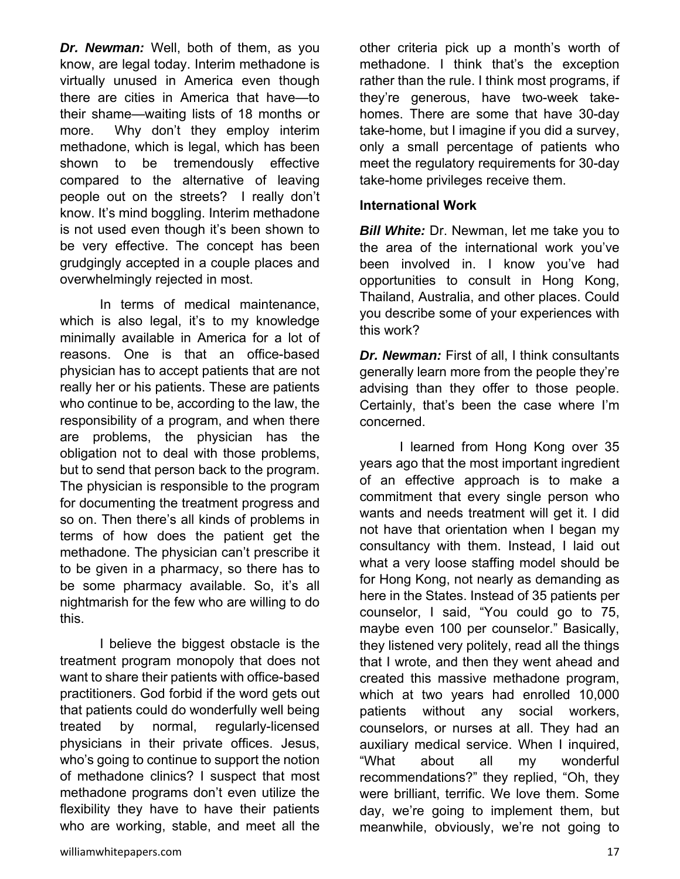***Dr. Newman:*** Well, both of them, as you know, are legal today. Interim methadone is virtually unused in America even though there are cities in America that have—to their shame—waiting lists of 18 months or more. Why don't they employ interim methadone, which is legal, which has been shown to be tremendously effective compared to the alternative of leaving people out on the streets? I really don't know. It's mind boggling. Interim methadone is not used even though it's been shown to be very effective. The concept has been grudgingly accepted in a couple places and overwhelmingly rejected in most.

In terms of medical maintenance, which is also legal, it's to my knowledge minimally available in America for a lot of reasons. One is that an office-based physician has to accept patients that are not really her or his patients. These are patients who continue to be, according to the law, the responsibility of a program, and when there are problems, the physician has the obligation not to deal with those problems, but to send that person back to the program. The physician is responsible to the program for documenting the treatment progress and so on. Then there's all kinds of problems in terms of how does the patient get the methadone. The physician can't prescribe it to be given in a pharmacy, so there has to be some pharmacy available. So, it's all nightmarish for the few who are willing to do this.

I believe the biggest obstacle is the treatment program monopoly that does not want to share their patients with office-based practitioners. God forbid if the word gets out that patients could do wonderfully well being treated by normal, regularly-licensed physicians in their private offices. Jesus, who's going to continue to support the notion of methadone clinics? I suspect that most methadone programs don't even utilize the flexibility they have to have their patients who are working, stable, and meet all the other criteria pick up a month's worth of methadone. I think that's the exception rather than the rule. I think most programs, if they're generous, have two-week take-homes. There are some that have 30-day take-home, but I imagine if you did a survey, only a small percentage of patients who meet the regulatory requirements for 30-day take-home privileges receive them.

**International Work**

***Bill White:*** Dr. Newman, let me take you to the area of the international work you've been involved in. I know you've had opportunities to consult in Hong Kong, Thailand, Australia, and other places. Could you describe some of your experiences with this work?

***Dr. Newman:*** First of all, I think consultants generally learn more from the people they're advising than they offer to those people. Certainly, that's been the case where I'm concerned.

I learned from Hong Kong over 35 years ago that the most important ingredient of an effective approach is to make a commitment that every single person who wants and needs treatment will get it. I did not have that orientation when I began my consultancy with them. Instead, I laid out what a very loose staffing model should be for Hong Kong, not nearly as demanding as here in the States. Instead of 35 patients per counselor, I said, "You could go to 75, maybe even 100 per counselor." Basically, they listened very politely, read all the things that I wrote, and then they went ahead and created this massive methadone program, which at two years had enrolled 10,000 patients without any social workers, counselors, or nurses at all. They had an auxiliary medical service. When I inquired, "What about all my wonderful recommendations?" they replied, "Oh, they were brilliant, terrific. We love them. Some day, we're going to implement them, but meanwhile, obviously, we're not going to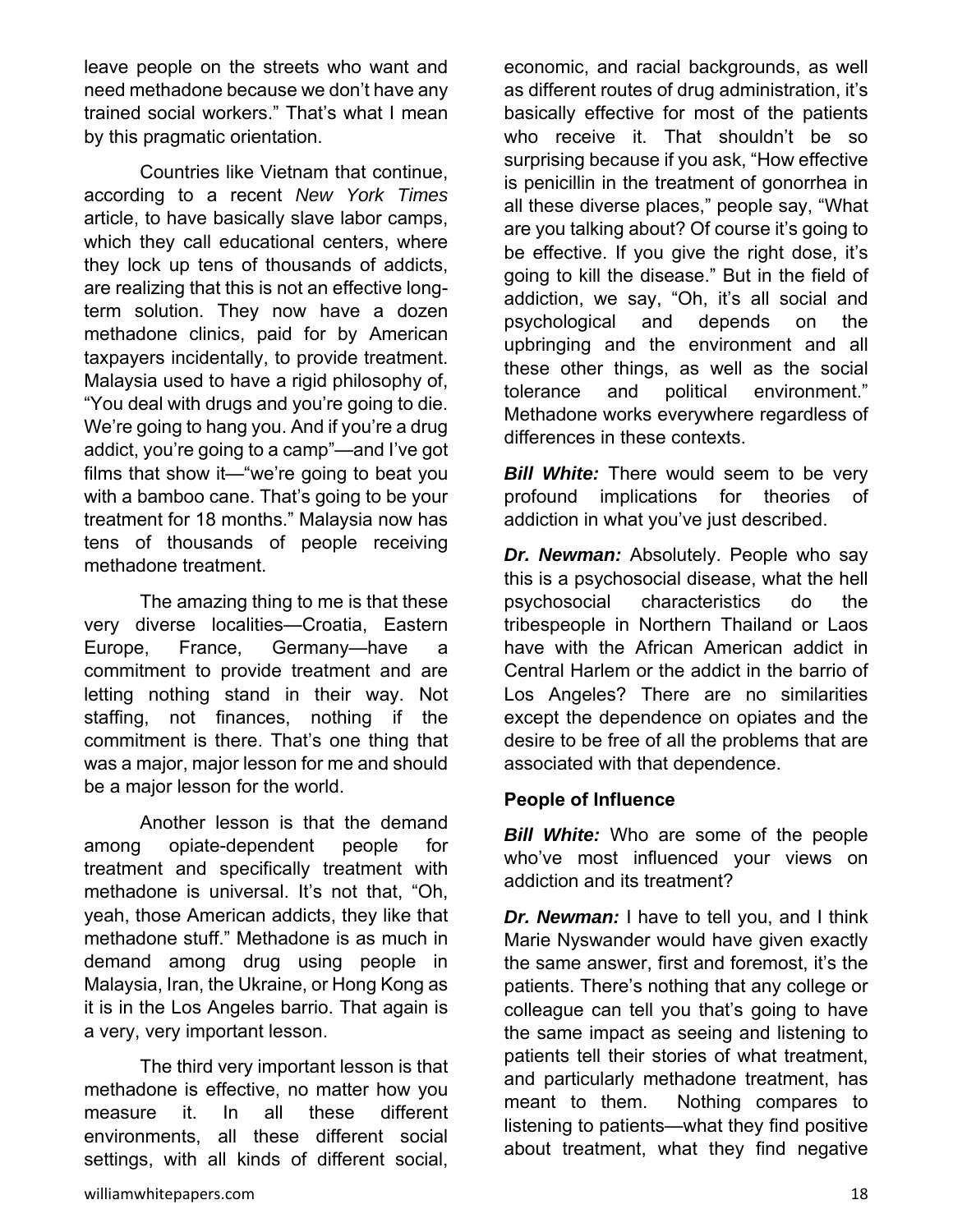leave people on the streets who want and need methadone because we don't have any trained social workers." That's what I mean by this pragmatic orientation.

Countries like Vietnam that continue, according to a recent *New York Times* article, to have basically slave labor camps, which they call educational centers, where they lock up tens of thousands of addicts, are realizing that this is not an effective long-term solution. They now have a dozen methadone clinics, paid for by American taxpayers incidentally, to provide treatment. Malaysia used to have a rigid philosophy of, "You deal with drugs and you're going to die. We're going to hang you. And if you're a drug addict, you're going to a camp"—and I've got films that show it—"we're going to beat you with a bamboo cane. That's going to be your treatment for 18 months." Malaysia now has tens of thousands of people receiving methadone treatment.

The amazing thing to me is that these very diverse localities—Croatia, Eastern Europe, France, Germany—have a commitment to provide treatment and are letting nothing stand in their way. Not staffing, not finances, nothing if the commitment is there. That's one thing that was a major, major lesson for me and should be a major lesson for the world.

Another lesson is that the demand among opiate-dependent people for treatment and specifically treatment with methadone is universal. It's not that, "Oh, yeah, those American addicts, they like that methadone stuff." Methadone is as much in demand among drug using people in Malaysia, Iran, the Ukraine, or Hong Kong as it is in the Los Angeles barrio. That again is a very, very important lesson.

The third very important lesson is that methadone is effective, no matter how you measure it. In all these different environments, all these different social settings, with all kinds of different social, economic, and racial backgrounds, as well as different routes of drug administration, it's basically effective for most of the patients who receive it. That shouldn't be so surprising because if you ask, "How effective is penicillin in the treatment of gonorrhea in all these diverse places," people say, "What are you talking about? Of course it's going to be effective. If you give the right dose, it's going to kill the disease." But in the field of addiction, we say, "Oh, it's all social and psychological and depends on the upbringing and the environment and all these other things, as well as the social tolerance and political environment." Methadone works everywhere regardless of differences in these contexts.

***Bill White:*** There would seem to be very profound implications for theories of addiction in what you've just described.

***Dr. Newman:*** Absolutely. People who say this is a psychosocial disease, what the hell psychosocial characteristics do the tribespeople in Northern Thailand or Laos have with the African American addict in Central Harlem or the addict in the barrio of Los Angeles? There are no similarities except the dependence on opiates and the desire to be free of all the problems that are associated with that dependence.

**People of Influence**

***Bill White:*** Who are some of the people who've most influenced your views on addiction and its treatment?

***Dr. Newman:*** I have to tell you, and I think Marie Nyswander would have given exactly the same answer, first and foremost, it's the patients. There's nothing that any college or colleague can tell you that's going to have the same impact as seeing and listening to patients tell their stories of what treatment, and particularly methadone treatment, has meant to them. Nothing compares to listening to patients—what they find positive about treatment, what they find negative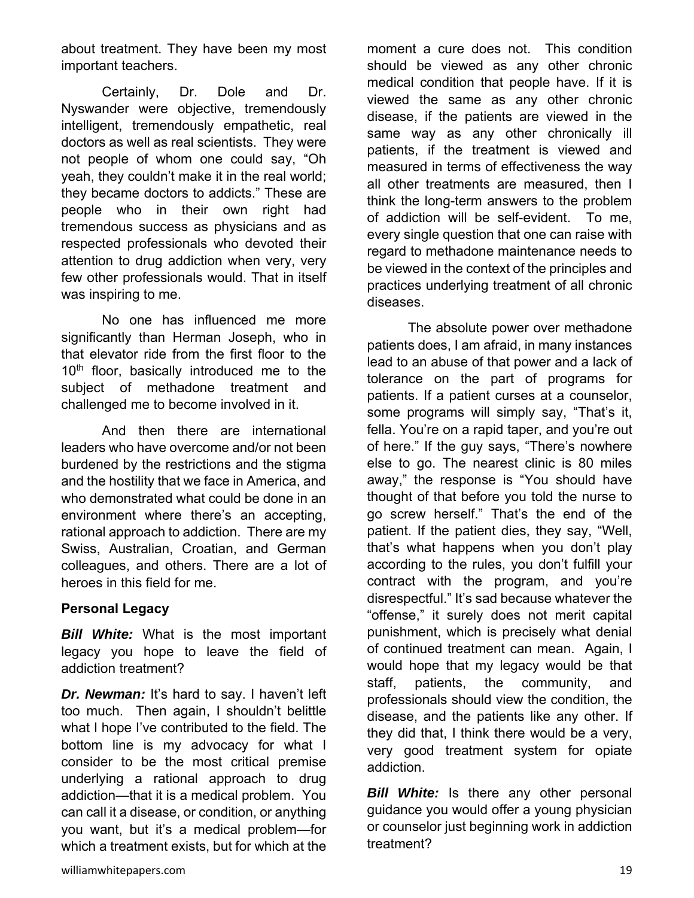about treatment. They have been my most important teachers.

Certainly, Dr. Dole and Dr. Nyswander were objective, tremendously intelligent, tremendously empathetic, real doctors as well as real scientists. They were not people of whom one could say, "Oh yeah, they couldn't make it in the real world; they became doctors to addicts." These are people who in their own right had tremendous success as physicians and as respected professionals who devoted their attention to drug addiction when very, very few other professionals would. That in itself was inspiring to me.

No one has influenced me more significantly than Herman Joseph, who in that elevator ride from the first floor to the 10th floor, basically introduced me to the subject of methadone treatment and challenged me to become involved in it.

And then there are international leaders who have overcome and/or not been burdened by the restrictions and the stigma and the hostility that we face in America, and who demonstrated what could be done in an environment where there's an accepting, rational approach to addiction. There are my Swiss, Australian, Croatian, and German colleagues, and others. There are a lot of heroes in this field for me.

### Personal Legacy

***Bill White:*** What is the most important legacy you hope to leave the field of addiction treatment?

***Dr. Newman:*** It's hard to say. I haven't left too much. Then again, I shouldn't belittle what I hope I've contributed to the field. The bottom line is my advocacy for what I consider to be the most critical premise underlying a rational approach to drug addiction—that it is a medical problem. You can call it a disease, or condition, or anything you want, but it's a medical problem—for which a treatment exists, but for which at the moment a cure does not. This condition should be viewed as any other chronic medical condition that people have. If it is viewed the same as any other chronic disease, if the patients are viewed in the same way as any other chronically ill patients, if the treatment is viewed and measured in terms of effectiveness the way all other treatments are measured, then I think the long-term answers to the problem of addiction will be self-evident. To me, every single question that one can raise with regard to methadone maintenance needs to be viewed in the context of the principles and practices underlying treatment of all chronic diseases.

The absolute power over methadone patients does, I am afraid, in many instances lead to an abuse of that power and a lack of tolerance on the part of programs for patients. If a patient curses at a counselor, some programs will simply say, "That's it, fella. You're on a rapid taper, and you're out of here." If the guy says, "There's nowhere else to go. The nearest clinic is 80 miles away," the response is "You should have thought of that before you told the nurse to go screw herself." That's the end of the patient. If the patient dies, they say, "Well, that's what happens when you don't play according to the rules, you don't fulfill your contract with the program, and you're disrespectful." It's sad because whatever the "offense," it surely does not merit capital punishment, which is precisely what denial of continued treatment can mean. Again, I would hope that my legacy would be that staff, patients, the community, and professionals should view the condition, the disease, and the patients like any other. If they did that, I think there would be a very, very good treatment system for opiate addiction.

***Bill White:*** Is there any other personal guidance you would offer a young physician or counselor just beginning work in addiction treatment?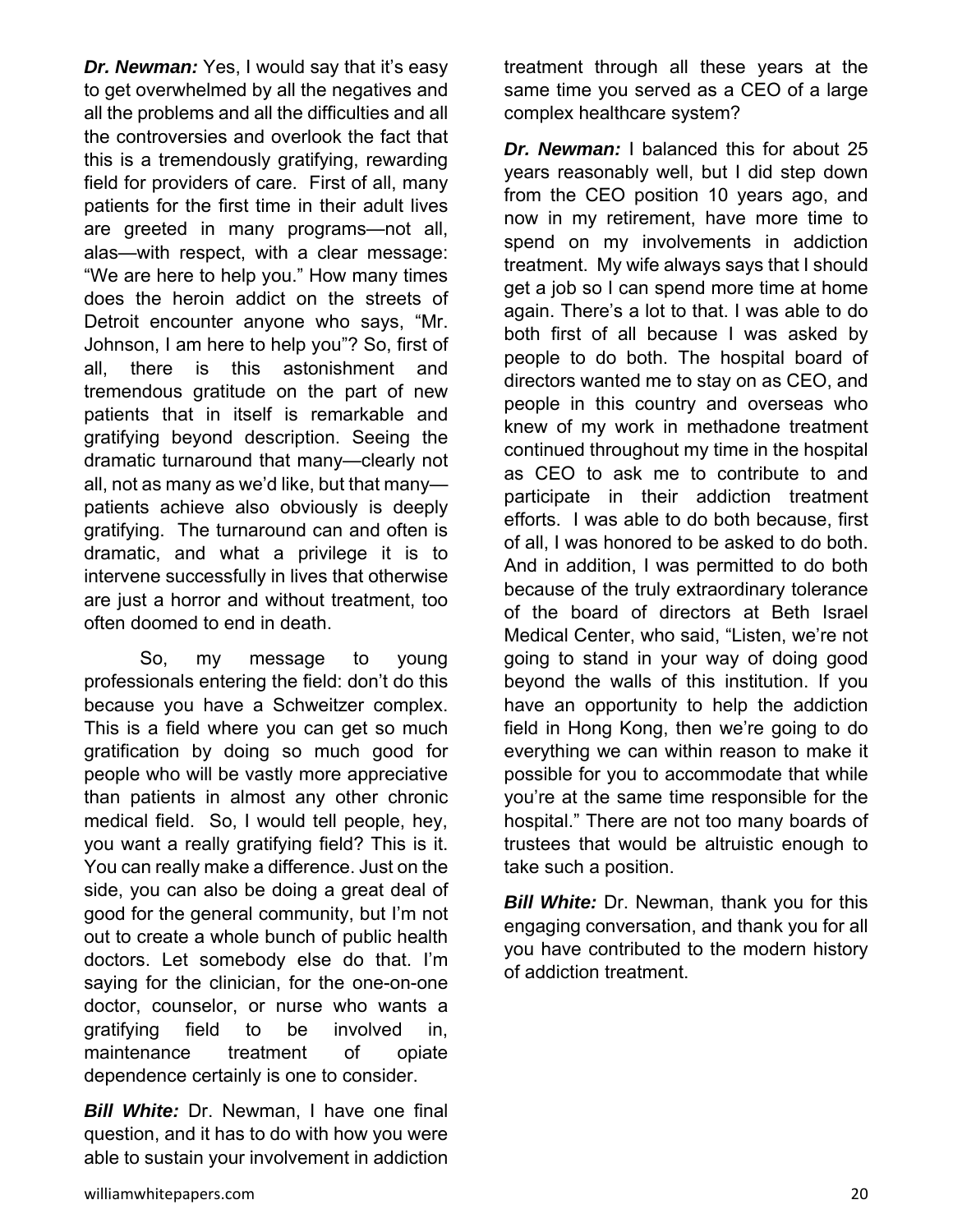***Dr. Newman:*** Yes, I would say that it's easy to get overwhelmed by all the negatives and all the problems and all the difficulties and all the controversies and overlook the fact that this is a tremendously gratifying, rewarding field for providers of care. First of all, many patients for the first time in their adult lives are greeted in many programs—not all, alas—with respect, with a clear message: "We are here to help you." How many times does the heroin addict on the streets of Detroit encounter anyone who says, "Mr. Johnson, I am here to help you"? So, first of all, there is this astonishment and tremendous gratitude on the part of new patients that in itself is remarkable and gratifying beyond description. Seeing the dramatic turnaround that many—clearly not all, not as many as we'd like, but that many—patients achieve also obviously is deeply gratifying. The turnaround can and often is dramatic, and what a privilege it is to intervene successfully in lives that otherwise are just a horror and without treatment, too often doomed to end in death.

So, my message to young professionals entering the field: don't do this because you have a Schweitzer complex. This is a field where you can get so much gratification by doing so much good for people who will be vastly more appreciative than patients in almost any other chronic medical field. So, I would tell people, hey, you want a really gratifying field? This is it. You can really make a difference. Just on the side, you can also be doing a great deal of good for the general community, but I'm not out to create a whole bunch of public health doctors. Let somebody else do that. I'm saying for the clinician, for the one-on-one doctor, counselor, or nurse who wants a gratifying field to be involved in, maintenance treatment of opiate dependence certainly is one to consider.

***Bill White:*** Dr. Newman, I have one final question, and it has to do with how you were able to sustain your involvement in addiction treatment through all these years at the same time you served as a CEO of a large complex healthcare system?

***Dr. Newman:*** I balanced this for about 25 years reasonably well, but I did step down from the CEO position 10 years ago, and now in my retirement, have more time to spend on my involvements in addiction treatment. My wife always says that I should get a job so I can spend more time at home again. There's a lot to that. I was able to do both first of all because I was asked by people to do both. The hospital board of directors wanted me to stay on as CEO, and people in this country and overseas who knew of my work in methadone treatment continued throughout my time in the hospital as CEO to ask me to contribute to and participate in their addiction treatment efforts. I was able to do both because, first of all, I was honored to be asked to do both. And in addition, I was permitted to do both because of the truly extraordinary tolerance of the board of directors at Beth Israel Medical Center, who said, "Listen, we're not going to stand in your way of doing good beyond the walls of this institution. If you have an opportunity to help the addiction field in Hong Kong, then we're going to do everything we can within reason to make it possible for you to accommodate that while you're at the same time responsible for the hospital." There are not too many boards of trustees that would be altruistic enough to take such a position.

***Bill White:*** Dr. Newman, thank you for this engaging conversation, and thank you for all you have contributed to the modern history of addiction treatment.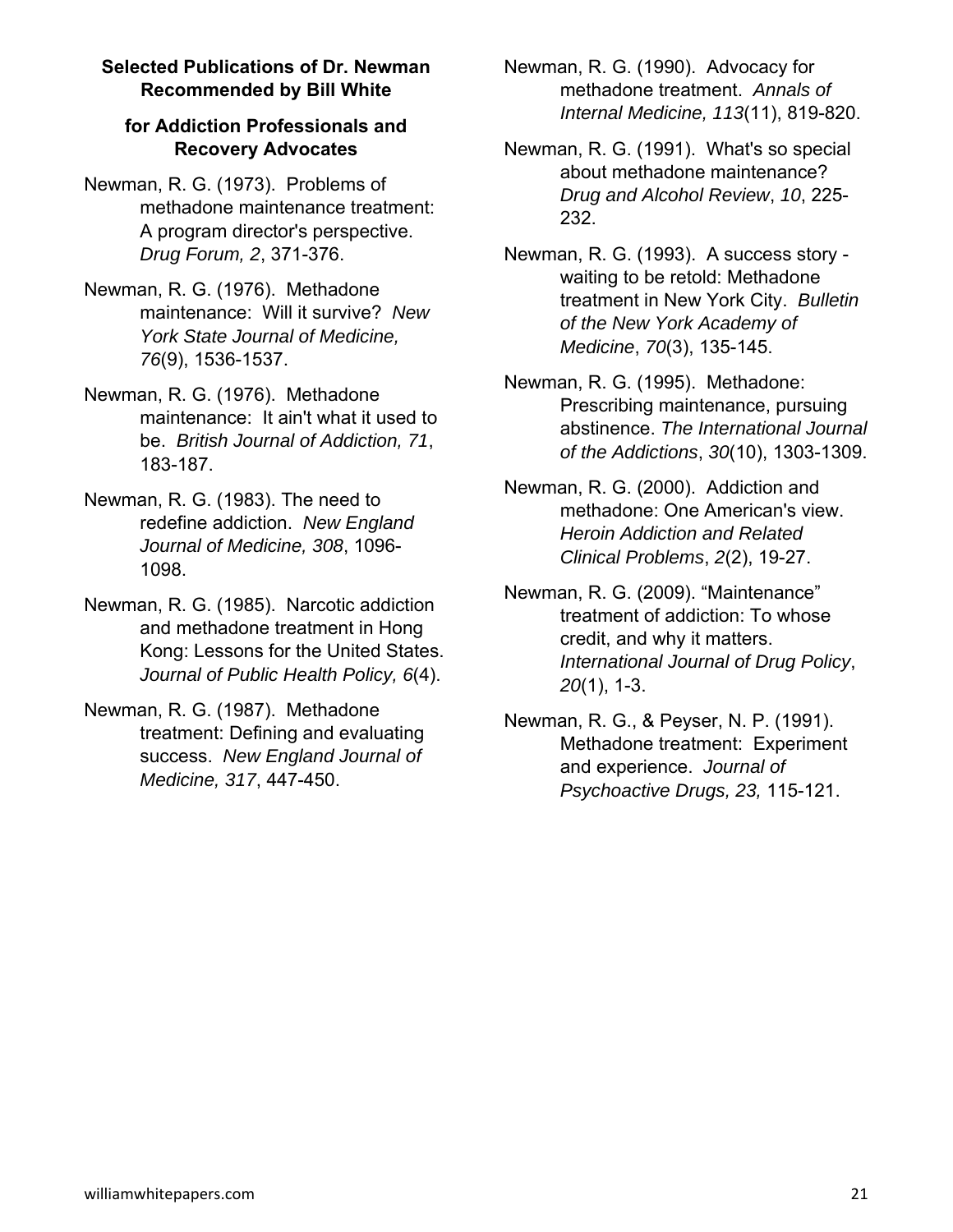**Selected Publications of Dr. Newman Recommended by Bill White**

**for Addiction Professionals and Recovery Advocates**

Newman, R. G. (1973). Problems of methadone maintenance treatment: A program director's perspective. *Drug Forum, 2*, 371-376.

Newman, R. G. (1976). Methadone maintenance: Will it survive? *New York State Journal of Medicine, 76*(9), 1536-1537.

Newman, R. G. (1976). Methadone maintenance: It ain't what it used to be. *British Journal of Addiction, 71*, 183-187.

Newman, R. G. (1983). The need to redefine addiction. *New England Journal of Medicine, 308*, 1096-1098.

Newman, R. G. (1985). Narcotic addiction and methadone treatment in Hong Kong: Lessons for the United States. *Journal of Public Health Policy, 6*(4).

Newman, R. G. (1987). Methadone treatment: Defining and evaluating success. *New England Journal of Medicine, 317*, 447-450.

Newman, R. G. (1990). Advocacy for methadone treatment. *Annals of Internal Medicine, 113*(11), 819-820.

Newman, R. G. (1991). What's so special about methadone maintenance? *Drug and Alcohol Review*, *10*, 225-232.

Newman, R. G. (1993). A success story - waiting to be retold: Methadone treatment in New York City. *Bulletin of the New York Academy of Medicine*, *70*(3), 135-145.

Newman, R. G. (1995). Methadone: Prescribing maintenance, pursuing abstinence. *The International Journal of the Addictions*, *30*(10), 1303-1309.

Newman, R. G. (2000). Addiction and methadone: One American's view. *Heroin Addiction and Related Clinical Problems*, *2*(2), 19-27.

Newman, R. G. (2009). "Maintenance" treatment of addiction: To whose credit, and why it matters. *International Journal of Drug Policy*, *20*(1), 1-3.

Newman, R. G., & Peyser, N. P. (1991). Methadone treatment: Experiment and experience. *Journal of Psychoactive Drugs, 23,* 115-121.